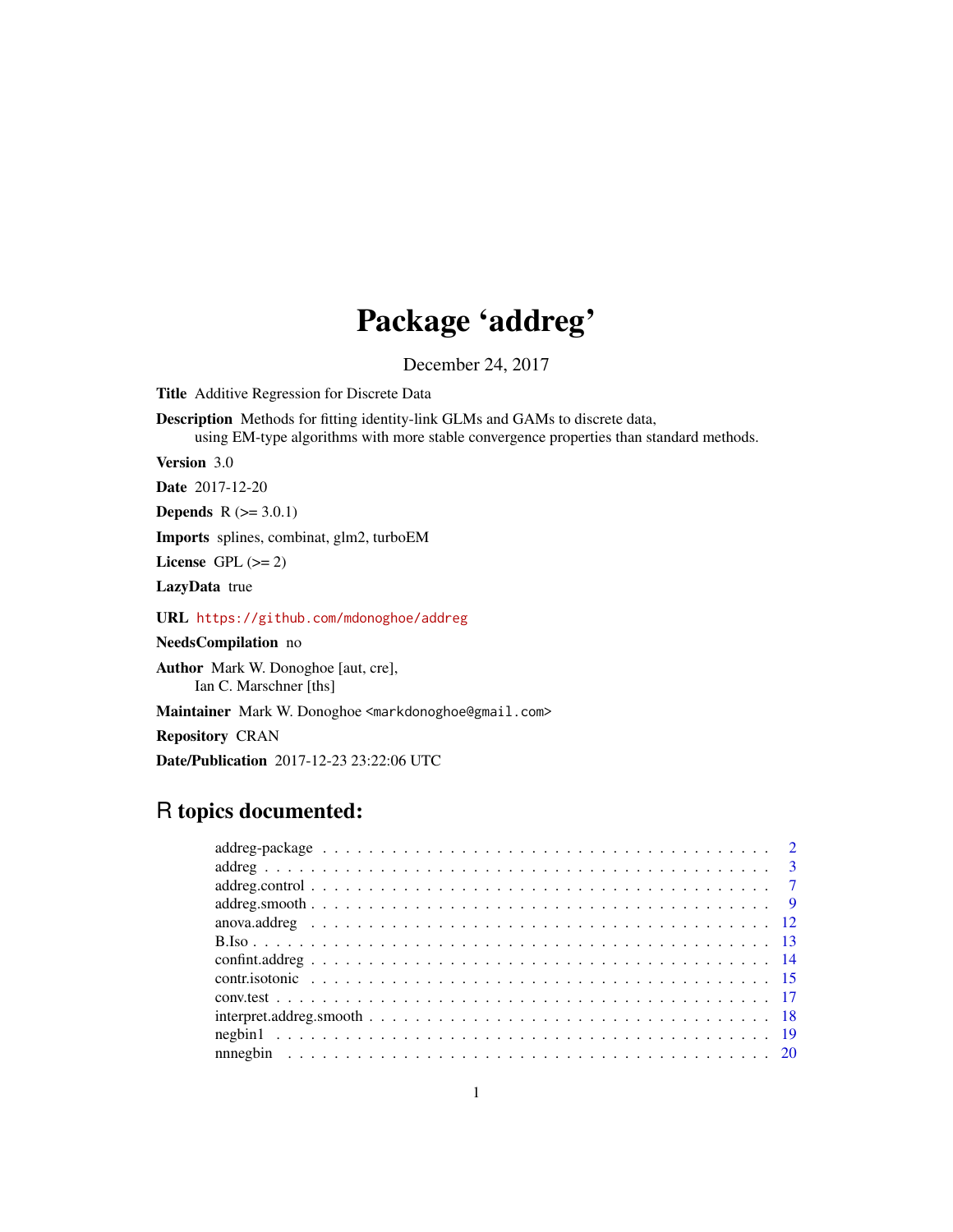# Package 'addreg'

December 24, 2017

**Title** Additive Regression for Discrete Data

**Description** Methods for fitting identity-link GLMs and GAMs to discrete data, using EM-type algorithms with more stable convergence properties than standard methods.

**Version** 3.0

**Date** 2017-12-20

**Depends** R (>= 3.0.1)

**Imports** splines, combinat, glm2, turboEM

**License** GPL (>= 2)

**LazyData** true

**URL** https://github.com/mdonoghoe/addreg

**NeedsCompilation** no

**Author** Mark W. Donoghoe [aut, cre], Ian C. Marschner [ths]

**Maintainer** Mark W. Donoghoe <markdonoghoe@gmail.com>

**Repository** CRAN

**Date/Publication** 2017-12-23 23:22:06 UTC

## R topics documented:

| | |
|---|---|
| addreg-package | 2 |
| addreg | 3 |
| addreg.control | 7 |
| addreg.smooth | 9 |
| anova.addreg | 12 |
| B.Iso | 13 |
| confint.addreg | 14 |
| contr.isotonic | 15 |
| conv.test | 17 |
| interpret.addreg.smooth | 18 |
| negbin1 | 19 |
| nnnegbin | 20 |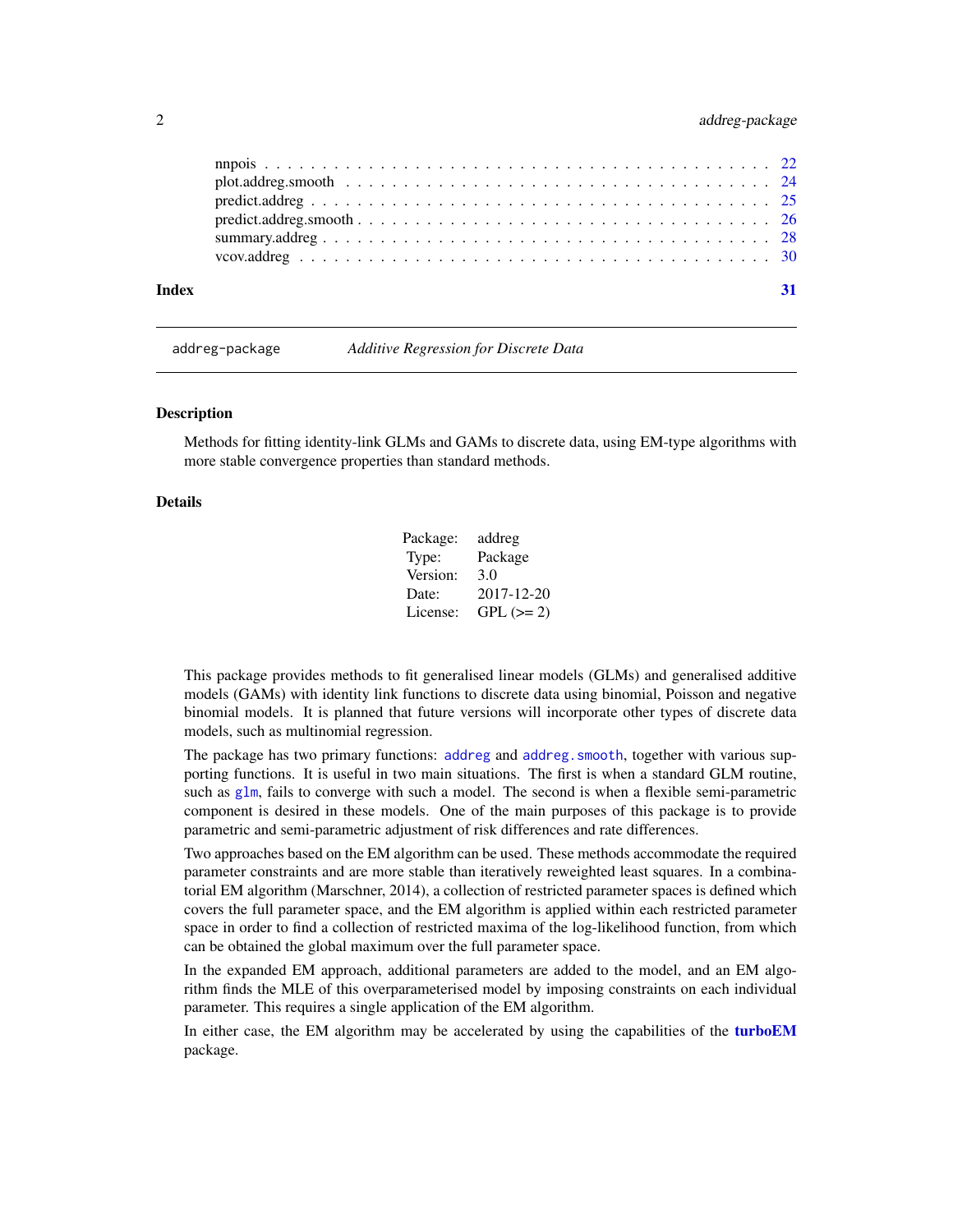nnpois . . . . . . . . . . . . . . . . . . . . . . . . . . . . . . . . . . . . . . . . . 22
plot.addreg.smooth . . . . . . . . . . . . . . . . . . . . . . . . . . . . . . . . . . . 24
predict.addreg . . . . . . . . . . . . . . . . . . . . . . . . . . . . . . . . . . . . . 25
predict.addreg.smooth . . . . . . . . . . . . . . . . . . . . . . . . . . . . . . . . . 26
summary.addreg . . . . . . . . . . . . . . . . . . . . . . . . . . . . . . . . . . . . 28
vcov.addreg . . . . . . . . . . . . . . . . . . . . . . . . . . . . . . . . . . . . . . 30

**Index** **31**

---

`addreg-package` *Additive Regression for Discrete Data*

---

## Description

Methods for fitting identity-link GLMs and GAMs to discrete data, using EM-type algorithms with more stable convergence properties than standard methods.

## Details

| | |
|---|---|
| Package: | addreg |
| Type: | Package |
| Version: | 3.0 |
| Date: | 2017-12-20 |
| License: | GPL (>= 2) |

This package provides methods to fit generalised linear models (GLMs) and generalised additive models (GAMs) with identity link functions to discrete data using binomial, Poisson and negative binomial models. It is planned that future versions will incorporate other types of discrete data models, such as multinomial regression.

The package has two primary functions: `addreg` and `addreg.smooth`, together with various supporting functions. It is useful in two main situations. The first is when a standard GLM routine, such as `glm`, fails to converge with such a model. The second is when a flexible semi-parametric component is desired in these models. One of the main purposes of this package is to provide parametric and semi-parametric adjustment of risk differences and rate differences.

Two approaches based on the EM algorithm can be used. These methods accommodate the required parameter constraints and are more stable than iteratively reweighted least squares. In a combinatorial EM algorithm (Marschner, 2014), a collection of restricted parameter spaces is defined which covers the full parameter space, and the EM algorithm is applied within each restricted parameter space in order to find a collection of restricted maxima of the log-likelihood function, from which can be obtained the global maximum over the full parameter space.

In the expanded EM approach, additional parameters are added to the model, and an EM algorithm finds the MLE of this overparameterised model by imposing constraints on each individual parameter. This requires a single application of the EM algorithm.

In either case, the EM algorithm may be accelerated by using the capabilities of the **turboEM** package.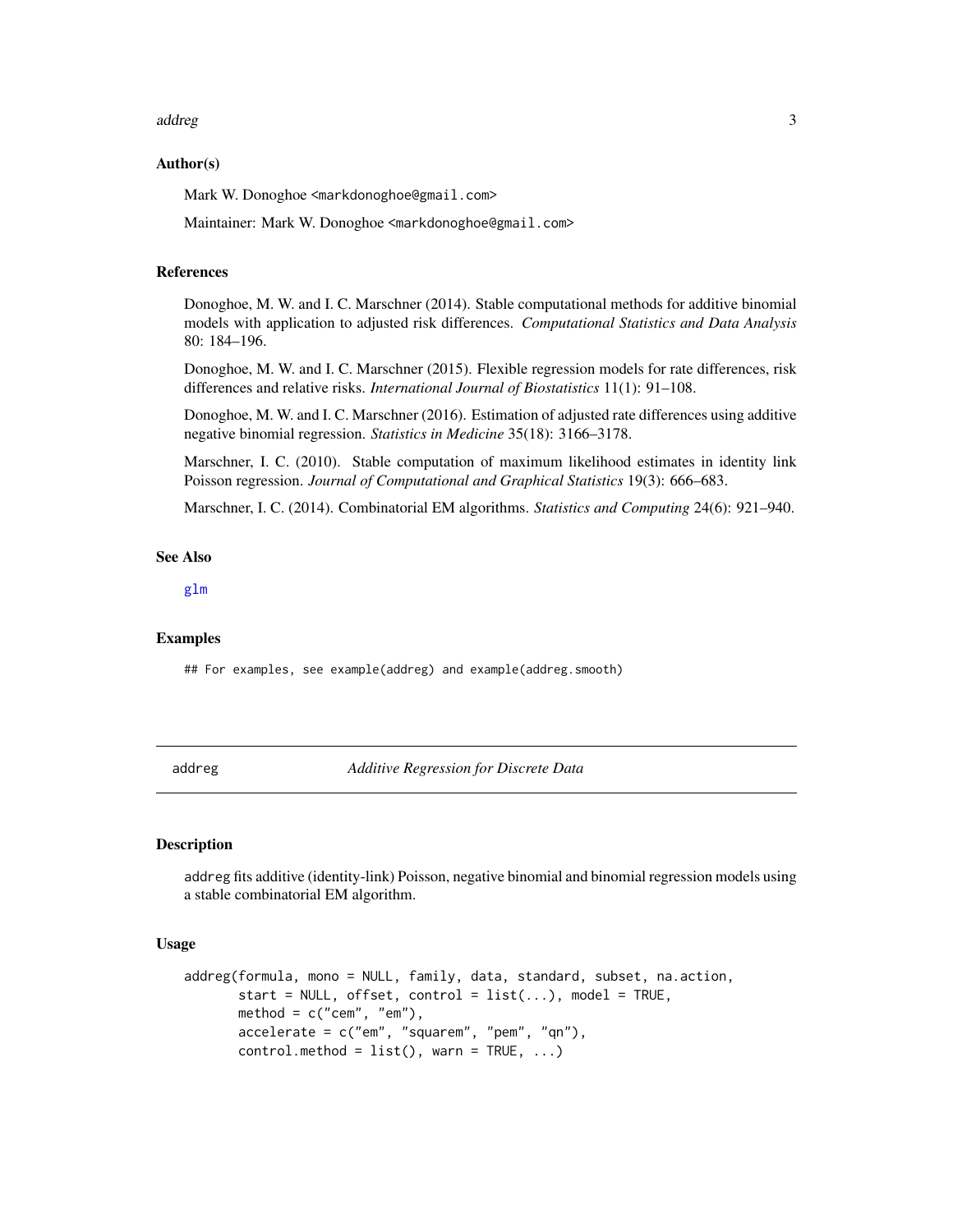### Author(s)

Mark W. Donoghoe <markdonoghoe@gmail.com>

Maintainer: Mark W. Donoghoe <markdonoghoe@gmail.com>

### References

Donoghoe, M. W. and I. C. Marschner (2014). Stable computational methods for additive binomial models with application to adjusted risk differences. *Computational Statistics and Data Analysis* 80: 184–196.

Donoghoe, M. W. and I. C. Marschner (2015). Flexible regression models for rate differences, risk differences and relative risks. *International Journal of Biostatistics* 11(1): 91–108.

Donoghoe, M. W. and I. C. Marschner (2016). Estimation of adjusted rate differences using additive negative binomial regression. *Statistics in Medicine* 35(18): 3166–3178.

Marschner, I. C. (2010). Stable computation of maximum likelihood estimates in identity link Poisson regression. *Journal of Computational and Graphical Statistics* 19(3): 666–683.

Marschner, I. C. (2014). Combinatorial EM algorithms. *Statistics and Computing* 24(6): 921–940.

### See Also

glm

### Examples

```
## For examples, see example(addreg) and example(addreg.smooth)
```

---

## addreg — *Additive Regression for Discrete Data*

### Description

addreg fits additive (identity-link) Poisson, negative binomial and binomial regression models using a stable combinatorial EM algorithm.

### Usage

```
addreg(formula, mono = NULL, family, data, standard, subset, na.action,
       start = NULL, offset, control = list(...), model = TRUE,
       method = c("cem", "em"),
       accelerate = c("em", "squarem", "pem", "qn"),
       control.method = list(), warn = TRUE, ...)
```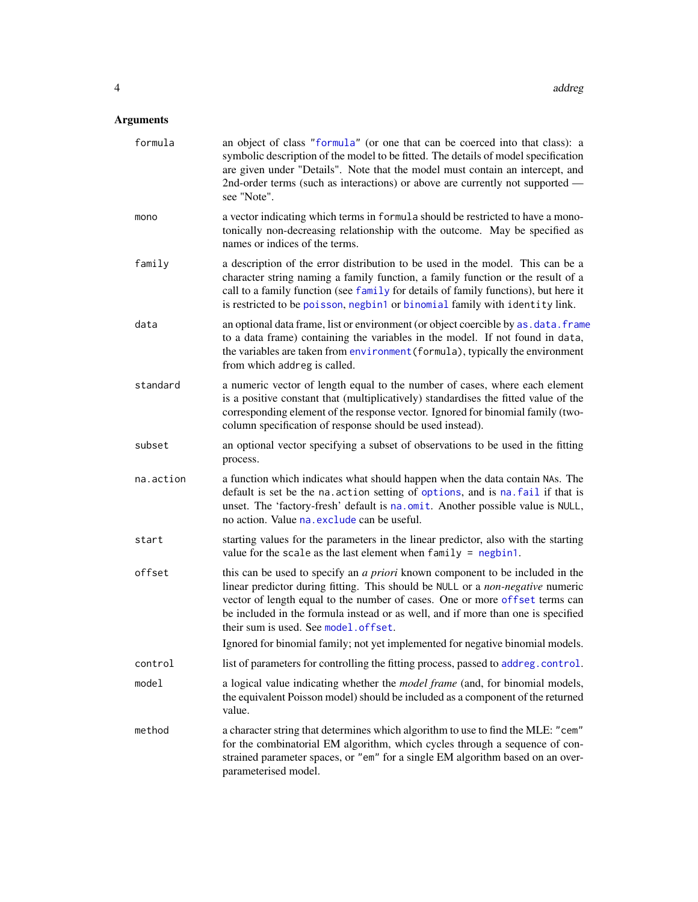## Arguments

**formula**
: an object of class `"formula"` (or one that can be coerced into that class): a symbolic description of the model to be fitted. The details of model specification are given under "Details". Note that the model must contain an intercept, and 2nd-order terms (such as interactions) or above are currently not supported — see "Note".

**mono**
: a vector indicating which terms in `formula` should be restricted to have a monotonically non-decreasing relationship with the outcome. May be specified as names or indices of the terms.

**family**
: a description of the error distribution to be used in the model. This can be a character string naming a family function, a family function or the result of a call to a family function (see `family` for details of family functions), but here it is restricted to be `poisson`, `negbin1` or `binomial` family with `identity` link.

**data**
: an optional data frame, list or environment (or object coercible by `as.data.frame` to a data frame) containing the variables in the model. If not found in `data`, the variables are taken from `environment(formula)`, typically the environment from which `addreg` is called.

**standard**
: a numeric vector of length equal to the number of cases, where each element is a positive constant that (multiplicatively) standardises the fitted value of the corresponding element of the response vector. Ignored for binomial family (two-column specification of response should be used instead).

**subset**
: an optional vector specifying a subset of observations to be used in the fitting process.

**na.action**
: a function which indicates what should happen when the data contain `NA`s. The default is set be the `na.action` setting of `options`, and is `na.fail` if that is unset. The 'factory-fresh' default is `na.omit`. Another possible value is `NULL`, no action. Value `na.exclude` can be useful.

**start**
: starting values for the parameters in the linear predictor, also with the starting value for the `scale` as the last element when `family = negbin1`.

**offset**
: this can be used to specify an *a priori* known component to be included in the linear predictor during fitting. This should be `NULL` or a *non-negative* numeric vector of length equal to the number of cases. One or more `offset` terms can be included in the formula instead or as well, and if more than one is specified their sum is used. See `model.offset`.

  Ignored for binomial family; not yet implemented for negative binomial models.

**control**
: list of parameters for controlling the fitting process, passed to `addreg.control`.

**model**
: a logical value indicating whether the *model frame* (and, for binomial models, the equivalent Poisson model) should be included as a component of the returned value.

**method**
: a character string that determines which algorithm to use to find the MLE: `"cem"` for the combinatorial EM algorithm, which cycles through a sequence of constrained parameter spaces, or `"em"` for a single EM algorithm based on an overparameterised model.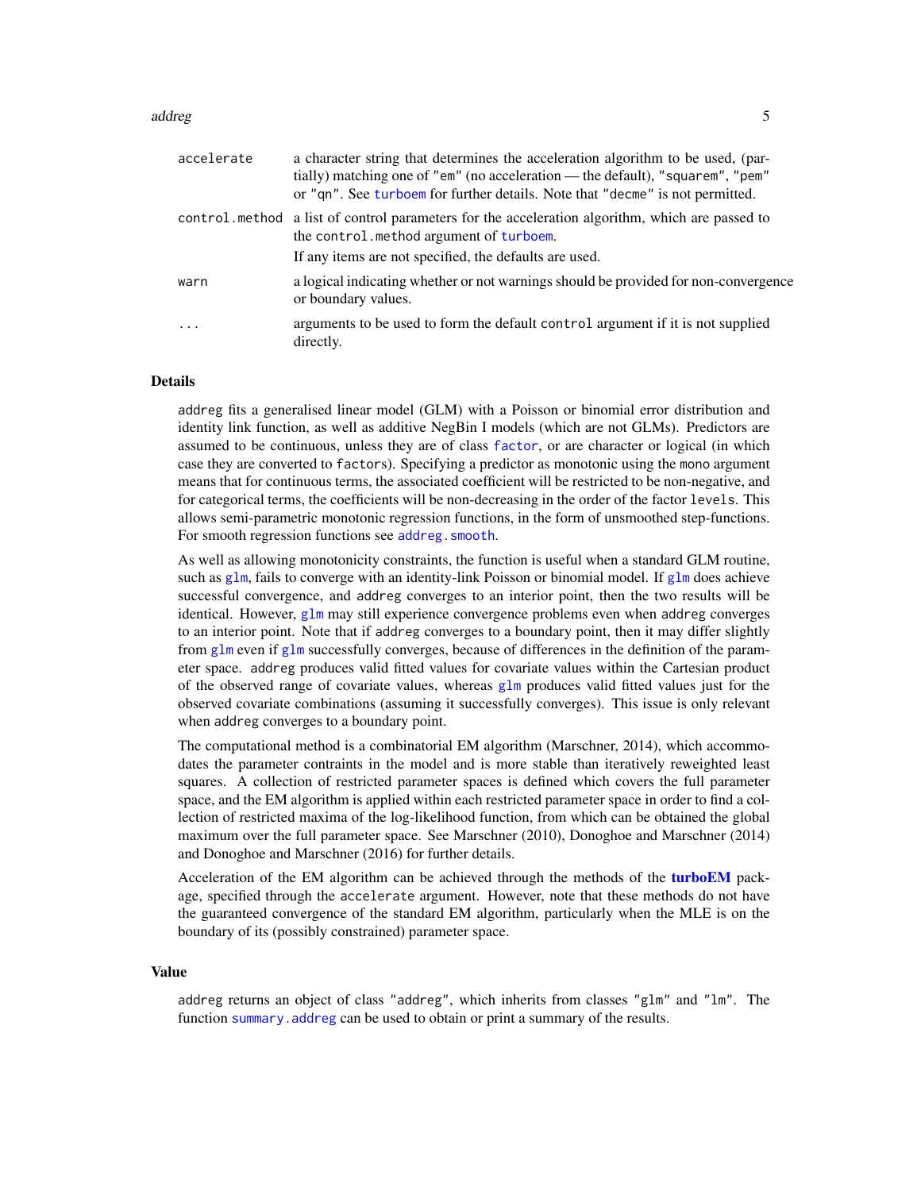| | |
|---|---|
| `accelerate` | a character string that determines the acceleration algorithm to be used, (partially) matching one of `"em"` (no acceleration — the default), `"squarem"`, `"pem"` or `"qn"`. See `turboem` for further details. Note that `"decme"` is not permitted. |
| `control.method` | a list of control parameters for the acceleration algorithm, which are passed to the `control.method` argument of `turboem`. If any items are not specified, the defaults are used. |
| `warn` | a logical indicating whether or not warnings should be provided for non-convergence or boundary values. |
| `...` | arguments to be used to form the default `control` argument if it is not supplied directly. |

## Details

`addreg` fits a generalised linear model (GLM) with a Poisson or binomial error distribution and identity link function, as well as additive NegBin I models (which are not GLMs). Predictors are assumed to be continuous, unless they are of class `factor`, or are character or logical (in which case they are converted to `factor`s). Specifying a predictor as monotonic using the `mono` argument means that for continuous terms, the associated coefficient will be restricted to be non-negative, and for categorical terms, the coefficients will be non-decreasing in the order of the factor `levels`. This allows semi-parametric monotonic regression functions, in the form of unsmoothed step-functions. For smooth regression functions see `addreg.smooth`.

As well as allowing monotonicity constraints, the function is useful when a standard GLM routine, such as `glm`, fails to converge with an identity-link Poisson or binomial model. If `glm` does achieve successful convergence, and `addreg` converges to an interior point, then the two results will be identical. However, `glm` may still experience convergence problems even when `addreg` converges to an interior point. Note that if `addreg` converges to a boundary point, then it may differ slightly from `glm` even if `glm` successfully converges, because of differences in the definition of the parameter space. `addreg` produces valid fitted values for covariate values within the Cartesian product of the observed range of covariate values, whereas `glm` produces valid fitted values just for the observed covariate combinations (assuming it successfully converges). This issue is only relevant when `addreg` converges to a boundary point.

The computational method is a combinatorial EM algorithm (Marschner, 2014), which accommodates the parameter contraints in the model and is more stable than iteratively reweighted least squares. A collection of restricted parameter spaces is defined which covers the full parameter space, and the EM algorithm is applied within each restricted parameter space in order to find a collection of restricted maxima of the log-likelihood function, from which can be obtained the global maximum over the full parameter space. See Marschner (2010), Donoghoe and Marschner (2014) and Donoghoe and Marschner (2016) for further details.

Acceleration of the EM algorithm can be achieved through the methods of the **turboEM** package, specified through the `accelerate` argument. However, note that these methods do not have the guaranteed convergence of the standard EM algorithm, particularly when the MLE is on the boundary of its (possibly constrained) parameter space.

## Value

`addreg` returns an object of class `"addreg"`, which inherits from classes `"glm"` and `"lm"`. The function `summary.addreg` can be used to obtain or print a summary of the results.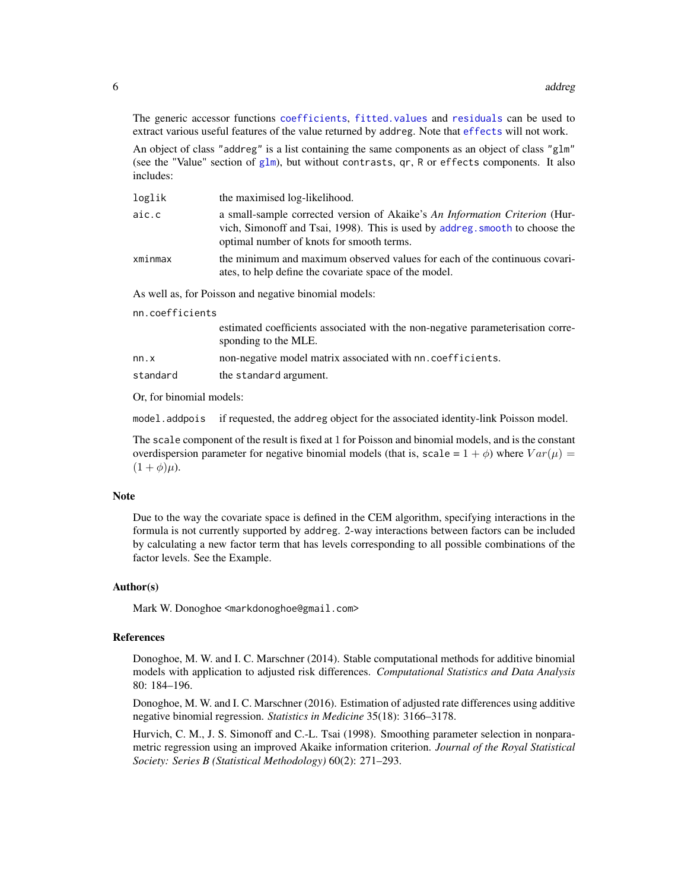The generic accessor functions `coefficients`, `fitted.values` and `residuals` can be used to extract various useful features of the value returned by `addreg`. Note that `effects` will not work.

An object of class `"addreg"` is a list containing the same components as an object of class `"glm"` (see the "Value" section of `glm`), but without `contrasts`, `qr`, `R` or `effects` components. It also includes:

| | |
|---|---|
| `loglik` | the maximised log-likelihood. |
| `aic.c` | a small-sample corrected version of Akaike's *An Information Criterion* (Hurvich, Simonoff and Tsai, 1998). This is used by `addreg.smooth` to choose the optimal number of knots for smooth terms. |
| `xminmax` | the minimum and maximum observed values for each of the continuous covariates, to help define the covariate space of the model. |

As well as, for Poisson and negative binomial models:

| | |
|---|---|
| `nn.coefficients` | estimated coefficients associated with the non-negative parameterisation corresponding to the MLE. |
| `nn.x` | non-negative model matrix associated with `nn.coefficients`. |
| `standard` | the `standard` argument. |

Or, for binomial models:

| | |
|---|---|
| `model.addpois` | if requested, the `addreg` object for the associated identity-link Poisson model. |

The `scale` component of the result is fixed at 1 for Poisson and binomial models, and is the constant overdispersion parameter for negative binomial models (that is, `scale` = $1 + \phi$) where $Var(\mu) = (1 + \phi)\mu$).

## Note

Due to the way the covariate space is defined in the CEM algorithm, specifying interactions in the formula is not currently supported by `addreg`. 2-way interactions between factors can be included by calculating a new factor term that has levels corresponding to all possible combinations of the factor levels. See the Example.

## Author(s)

Mark W. Donoghoe <markdonoghoe@gmail.com>

## References

Donoghoe, M. W. and I. C. Marschner (2014). Stable computational methods for additive binomial models with application to adjusted risk differences. *Computational Statistics and Data Analysis* 80: 184–196.

Donoghoe, M. W. and I. C. Marschner (2016). Estimation of adjusted rate differences using additive negative binomial regression. *Statistics in Medicine* 35(18): 3166–3178.

Hurvich, C. M., J. S. Simonoff and C.-L. Tsai (1998). Smoothing parameter selection in nonparametric regression using an improved Akaike information criterion. *Journal of the Royal Statistical Society: Series B (Statistical Methodology)* 60(2): 271–293.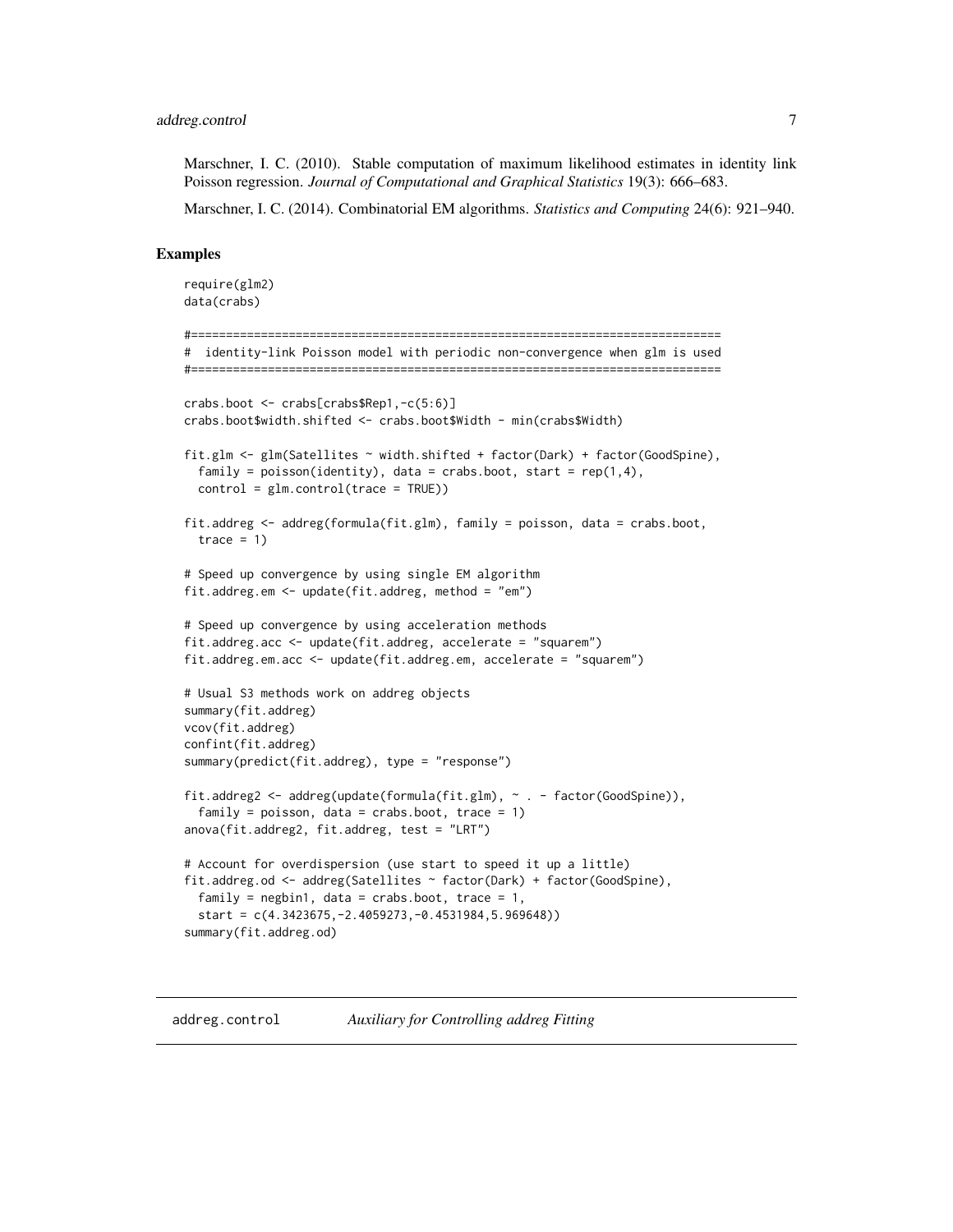Marschner, I. C. (2010). Stable computation of maximum likelihood estimates in identity link Poisson regression. *Journal of Computational and Graphical Statistics* 19(3): 666–683.

Marschner, I. C. (2014). Combinatorial EM algorithms. *Statistics and Computing* 24(6): 921–940.

## Examples

```
require(glm2)
data(crabs)

#============================================================================
#  identity-link Poisson model with periodic non-convergence when glm is used
#============================================================================

crabs.boot <- crabs[crabs$Rep1,-c(5:6)]
crabs.boot$width.shifted <- crabs.boot$Width - min(crabs$Width)

fit.glm <- glm(Satellites ~ width.shifted + factor(Dark) + factor(GoodSpine),
  family = poisson(identity), data = crabs.boot, start = rep(1,4),
  control = glm.control(trace = TRUE))

fit.addreg <- addreg(formula(fit.glm), family = poisson, data = crabs.boot,
  trace = 1)

# Speed up convergence by using single EM algorithm
fit.addreg.em <- update(fit.addreg, method = "em")

# Speed up convergence by using acceleration methods
fit.addreg.acc <- update(fit.addreg, accelerate = "squarem")
fit.addreg.em.acc <- update(fit.addreg.em, accelerate = "squarem")

# Usual S3 methods work on addreg objects
summary(fit.addreg)
vcov(fit.addreg)
confint(fit.addreg)
summary(predict(fit.addreg), type = "response")

fit.addreg2 <- addreg(update(formula(fit.glm), ~ . - factor(GoodSpine)),
  family = poisson, data = crabs.boot, trace = 1)
anova(fit.addreg2, fit.addreg, test = "LRT")

# Account for overdispersion (use start to speed it up a little)
fit.addreg.od <- addreg(Satellites ~ factor(Dark) + factor(GoodSpine),
  family = negbin1, data = crabs.boot, trace = 1,
  start = c(4.3423675,-2.4059273,-0.4531984,5.969648))
summary(fit.addreg.od)
```

---

`addreg.control` *Auxiliary for Controlling addreg Fitting*

---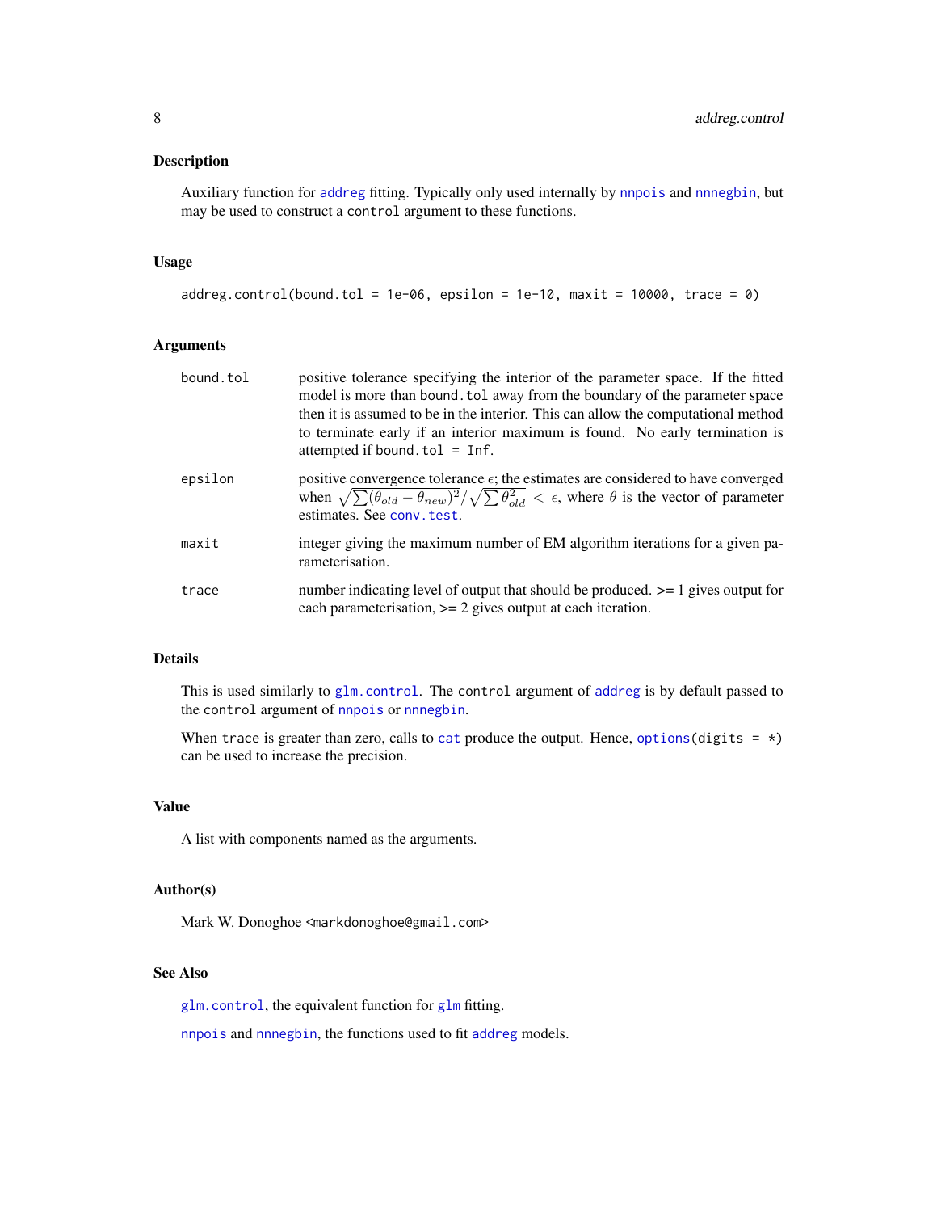## Description

Auxiliary function for `addreg` fitting. Typically only used internally by `nnpois` and `nnnegbin`, but may be used to construct a `control` argument to these functions.

## Usage

```
addreg.control(bound.tol = 1e-06, epsilon = 1e-10, maxit = 10000, trace = 0)
```

## Arguments

| | |
|---|---|
| `bound.tol` | positive tolerance specifying the interior of the parameter space. If the fitted model is more than `bound.tol` away from the boundary of the parameter space then it is assumed to be in the interior. This can allow the computational method to terminate early if an interior maximum is found. No early termination is attempted if `bound.tol = Inf`. |
| `epsilon` | positive convergence tolerance $\epsilon$; the estimates are considered to have converged when $\sqrt{\sum(\theta_{old} - \theta_{new})^2} / \sqrt{\sum \theta_{old}^2} < \epsilon$, where $\theta$ is the vector of parameter estimates. See `conv.test`. |
| `maxit` | integer giving the maximum number of EM algorithm iterations for a given parameterisation. |
| `trace` | number indicating level of output that should be produced. >= 1 gives output for each parameterisation, >= 2 gives output at each iteration. |

## Details

This is used similarly to `glm.control`. The `control` argument of `addreg` is by default passed to the `control` argument of `nnpois` or `nnnegbin`.

When `trace` is greater than zero, calls to `cat` produce the output. Hence, `options(digits = *)` can be used to increase the precision.

## Value

A list with components named as the arguments.

## Author(s)

Mark W. Donoghoe <markdonoghoe@gmail.com>

## See Also

`glm.control`, the equivalent function for `glm` fitting.

`nnpois` and `nnnegbin`, the functions used to fit `addreg` models.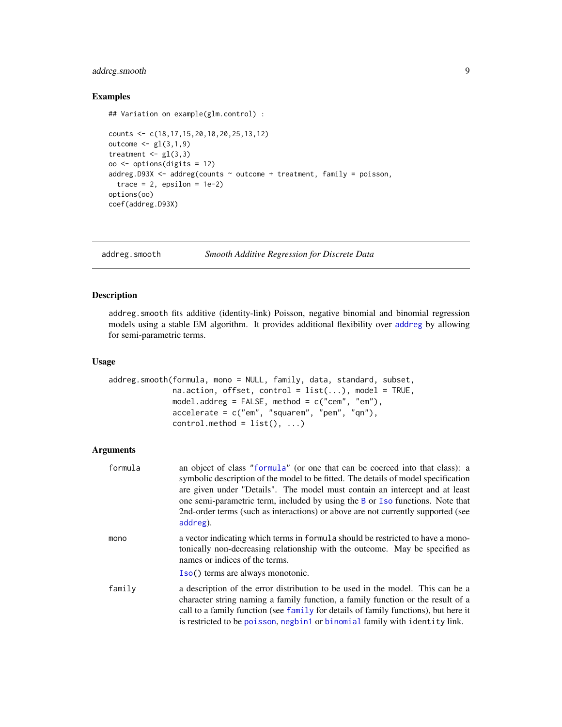## Examples

```
## Variation on example(glm.control) :

counts <- c(18,17,15,20,10,20,25,13,12)
outcome <- gl(3,1,9)
treatment <- gl(3,3)
oo <- options(digits = 12)
addreg.D93X <- addreg(counts ~ outcome + treatment, family = poisson,
  trace = 2, epsilon = 1e-2)
options(oo)
coef(addreg.D93X)
```

---

addreg.smooth *Smooth Additive Regression for Discrete Data*

---

## Description

addreg.smooth fits additive (identity-link) Poisson, negative binomial and binomial regression models using a stable EM algorithm. It provides additional flexibility over addreg by allowing for semi-parametric terms.

## Usage

```
addreg.smooth(formula, mono = NULL, family, data, standard, subset,
              na.action, offset, control = list(...), model = TRUE,
              model.addreg = FALSE, method = c("cem", "em"),
              accelerate = c("em", "squarem", "pem", "qn"),
              control.method = list(), ...)
```

## Arguments

| | |
|---|---|
| formula | an object of class "formula" (or one that can be coerced into that class): a symbolic description of the model to be fitted. The details of model specification are given under "Details". The model must contain an intercept and at least one semi-parametric term, included by using the B or Iso functions. Note that 2nd-order terms (such as interactions) or above are not currently supported (see addreg). |
| mono | a vector indicating which terms in formula should be restricted to have a monotonically non-decreasing relationship with the outcome. May be specified as names or indices of the terms. <br> Iso() terms are always monotonic. |
| family | a description of the error distribution to be used in the model. This can be a character string naming a family function, a family function or the result of a call to a family function (see family for details of family functions), but here it is restricted to be poisson, negbin1 or binomial family with identity link. |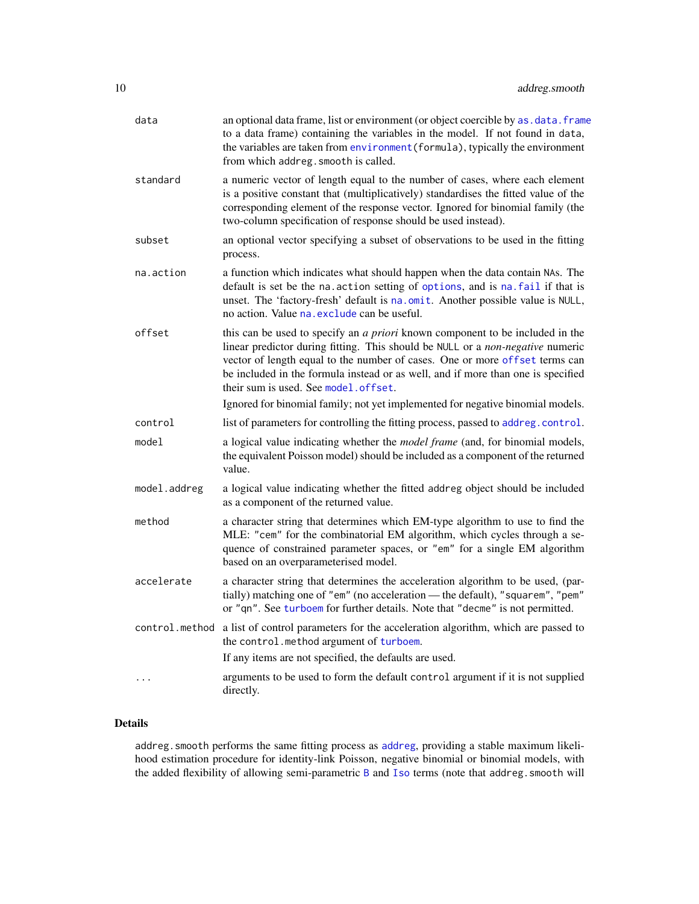| | |
|---|---|
| `data` | an optional data frame, list or environment (or object coercible by `as.data.frame` to a data frame) containing the variables in the model. If not found in `data`, the variables are taken from `environment(formula)`, typically the environment from which `addreg.smooth` is called. |
| `standard` | a numeric vector of length equal to the number of cases, where each element is a positive constant that (multiplicatively) standardises the fitted value of the corresponding element of the response vector. Ignored for binomial family (the two-column specification of response should be used instead). |
| `subset` | an optional vector specifying a subset of observations to be used in the fitting process. |
| `na.action` | a function which indicates what should happen when the data contain `NA`s. The default is set be the `na.action` setting of `options`, and is `na.fail` if that is unset. The 'factory-fresh' default is `na.omit`. Another possible value is `NULL`, no action. Value `na.exclude` can be useful. |
| `offset` | this can be used to specify an *a priori* known component to be included in the linear predictor during fitting. This should be `NULL` or a *non-negative* numeric vector of length equal to the number of cases. One or more `offset` terms can be included in the formula instead or as well, and if more than one is specified their sum is used. See `model.offset`. <br> Ignored for binomial family; not yet implemented for negative binomial models. |
| `control` | list of parameters for controlling the fitting process, passed to `addreg.control`. |
| `model` | a logical value indicating whether the *model frame* (and, for binomial models, the equivalent Poisson model) should be included as a component of the returned value. |
| `model.addreg` | a logical value indicating whether the fitted `addreg` object should be included as a component of the returned value. |
| `method` | a character string that determines which EM-type algorithm to use to find the MLE: `"cem"` for the combinatorial EM algorithm, which cycles through a sequence of constrained parameter spaces, or `"em"` for a single EM algorithm based on an overparameterised model. |
| `accelerate` | a character string that determines the acceleration algorithm to be used, (partially) matching one of `"em"` (no acceleration — the default), `"squarem"`, `"pem"` or `"qn"`. See `turboem` for further details. Note that `"decme"` is not permitted. |
| `control.method` | a list of control parameters for the acceleration algorithm, which are passed to the `control.method` argument of `turboem`. <br> If any items are not specified, the defaults are used. |
| `...` | arguments to be used to form the default `control` argument if it is not supplied directly. |

## Details

`addreg.smooth` performs the same fitting process as `addreg`, providing a stable maximum likelihood estimation procedure for identity-link Poisson, negative binomial or binomial models, with the added flexibility of allowing semi-parametric `B` and `Iso` terms (note that `addreg.smooth` will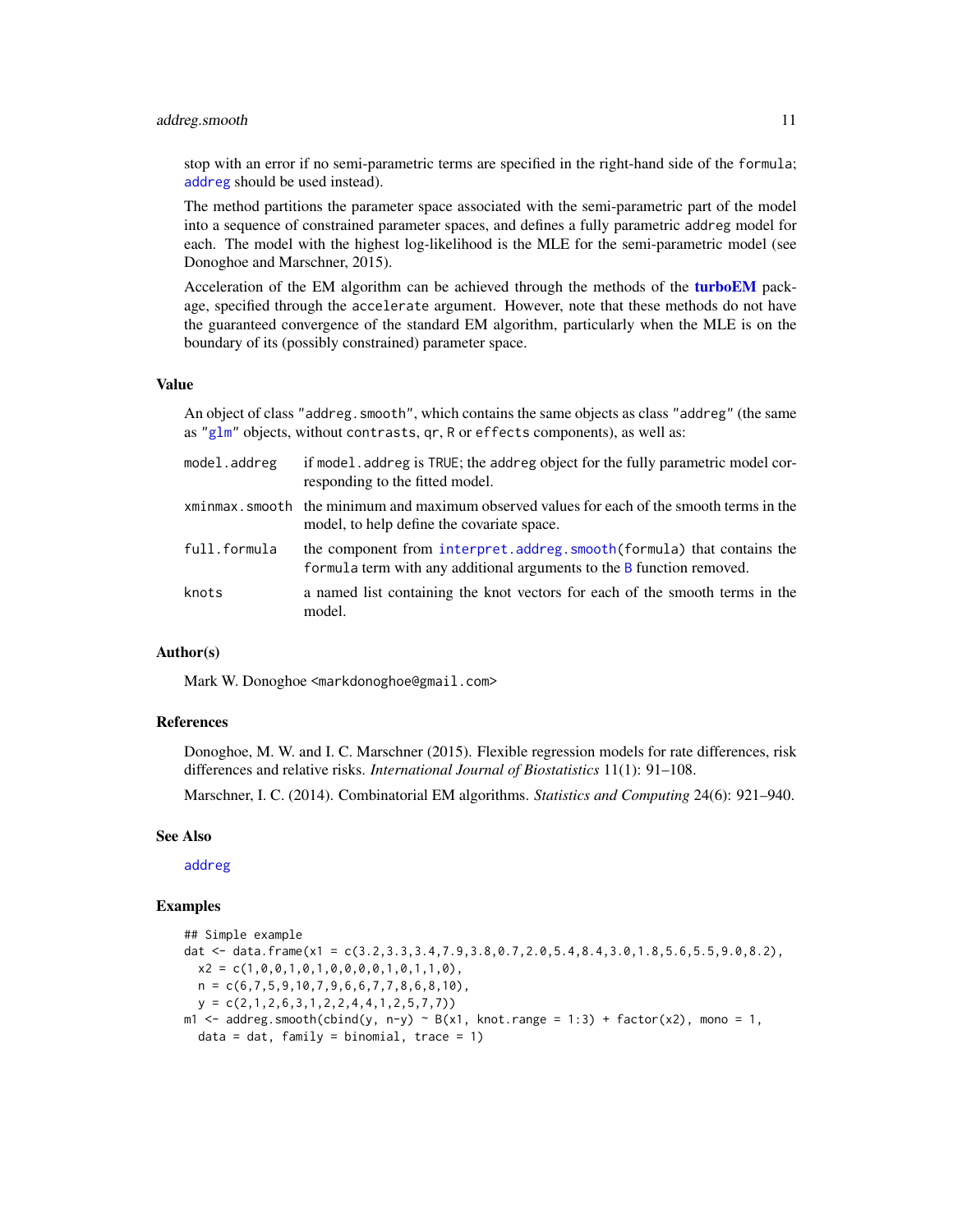stop with an error if no semi-parametric terms are specified in the right-hand side of the `formula`; `addreg` should be used instead).

The method partitions the parameter space associated with the semi-parametric part of the model into a sequence of constrained parameter spaces, and defines a fully parametric `addreg` model for each. The model with the highest log-likelihood is the MLE for the semi-parametric model (see Donoghoe and Marschner, 2015).

Acceleration of the EM algorithm can be achieved through the methods of the **turboEM** package, specified through the `accelerate` argument. However, note that these methods do not have the guaranteed convergence of the standard EM algorithm, particularly when the MLE is on the boundary of its (possibly constrained) parameter space.

## Value

An object of class "addreg.smooth", which contains the same objects as class "addreg" (the same as "glm" objects, without `contrasts`, `qr`, `R` or `effects` components), as well as:

| | |
|---|---|
| `model.addreg` | if `model.addreg` is `TRUE`; the `addreg` object for the fully parametric model corresponding to the fitted model. |
| `xminmax.smooth` | the minimum and maximum observed values for each of the smooth terms in the model, to help define the covariate space. |
| `full.formula` | the component from `interpret.addreg.smooth(formula)` that contains the `formula` term with any additional arguments to the `B` function removed. |
| `knots` | a named list containing the knot vectors for each of the smooth terms in the model. |

## Author(s)

Mark W. Donoghoe <markdonoghoe@gmail.com>

## References

Donoghoe, M. W. and I. C. Marschner (2015). Flexible regression models for rate differences, risk differences and relative risks. *International Journal of Biostatistics* 11(1): 91–108.

Marschner, I. C. (2014). Combinatorial EM algorithms. *Statistics and Computing* 24(6): 921–940.

## See Also

`addreg`

## Examples

```
## Simple example
dat <- data.frame(x1 = c(3.2,3.3,3.4,7.9,3.8,0.7,2.0,5.4,8.4,3.0,1.8,5.6,5.5,9.0,8.2),
  x2 = c(1,0,0,1,0,1,0,0,0,0,1,0,1,1,0),
  n = c(6,7,5,9,10,7,9,6,6,7,7,8,6,8,10),
  y = c(2,1,2,6,3,1,2,2,4,4,1,2,5,7,7))
m1 <- addreg.smooth(cbind(y, n-y) ~ B(x1, knot.range = 1:3) + factor(x2), mono = 1,
  data = dat, family = binomial, trace = 1)
```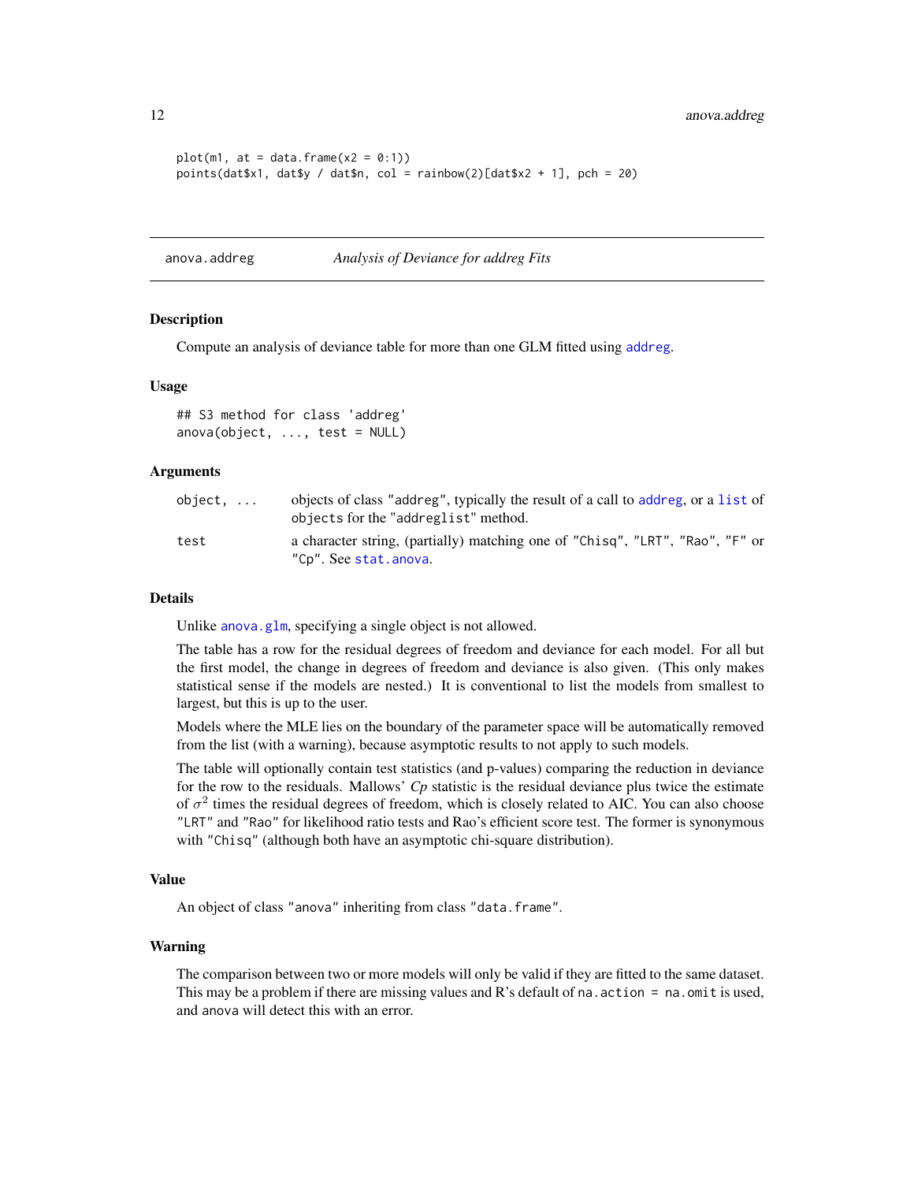```
plot(m1, at = data.frame(x2 = 0:1))
points(dat$x1, dat$y / dat$n, col = rainbow(2)[dat$x2 + 1], pch = 20)
```

---

## anova.addreg — *Analysis of Deviance for addreg Fits*

---

### Description

Compute an analysis of deviance table for more than one GLM fitted using addreg.

### Usage

```
## S3 method for class 'addreg'
anova(object, ..., test = NULL)
```

### Arguments

| | |
|---|---|
| `object, ...` | objects of class `"addreg"`, typically the result of a call to `addreg`, or a `list` of `objects` for the `"addreglist"` method. |
| `test` | a character string, (partially) matching one of `"Chisq"`, `"LRT"`, `"Rao"`, `"F"` or `"Cp"`. See `stat.anova`. |

### Details

Unlike `anova.glm`, specifying a single object is not allowed.

The table has a row for the residual degrees of freedom and deviance for each model. For all but the first model, the change in degrees of freedom and deviance is also given. (This only makes statistical sense if the models are nested.) It is conventional to list the models from smallest to largest, but this is up to the user.

Models where the MLE lies on the boundary of the parameter space will be automatically removed from the list (with a warning), because asymptotic results to not apply to such models.

The table will optionally contain test statistics (and p-values) comparing the reduction in deviance for the row to the residuals. Mallows' *Cp* statistic is the residual deviance plus twice the estimate of $\sigma^2$ times the residual degrees of freedom, which is closely related to AIC. You can also choose `"LRT"` and `"Rao"` for likelihood ratio tests and Rao's efficient score test. The former is synonymous with `"Chisq"` (although both have an asymptotic chi-square distribution).

### Value

An object of class `"anova"` inheriting from class `"data.frame"`.

### Warning

The comparison between two or more models will only be valid if they are fitted to the same dataset. This may be a problem if there are missing values and R's default of `na.action = na.omit` is used, and `anova` will detect this with an error.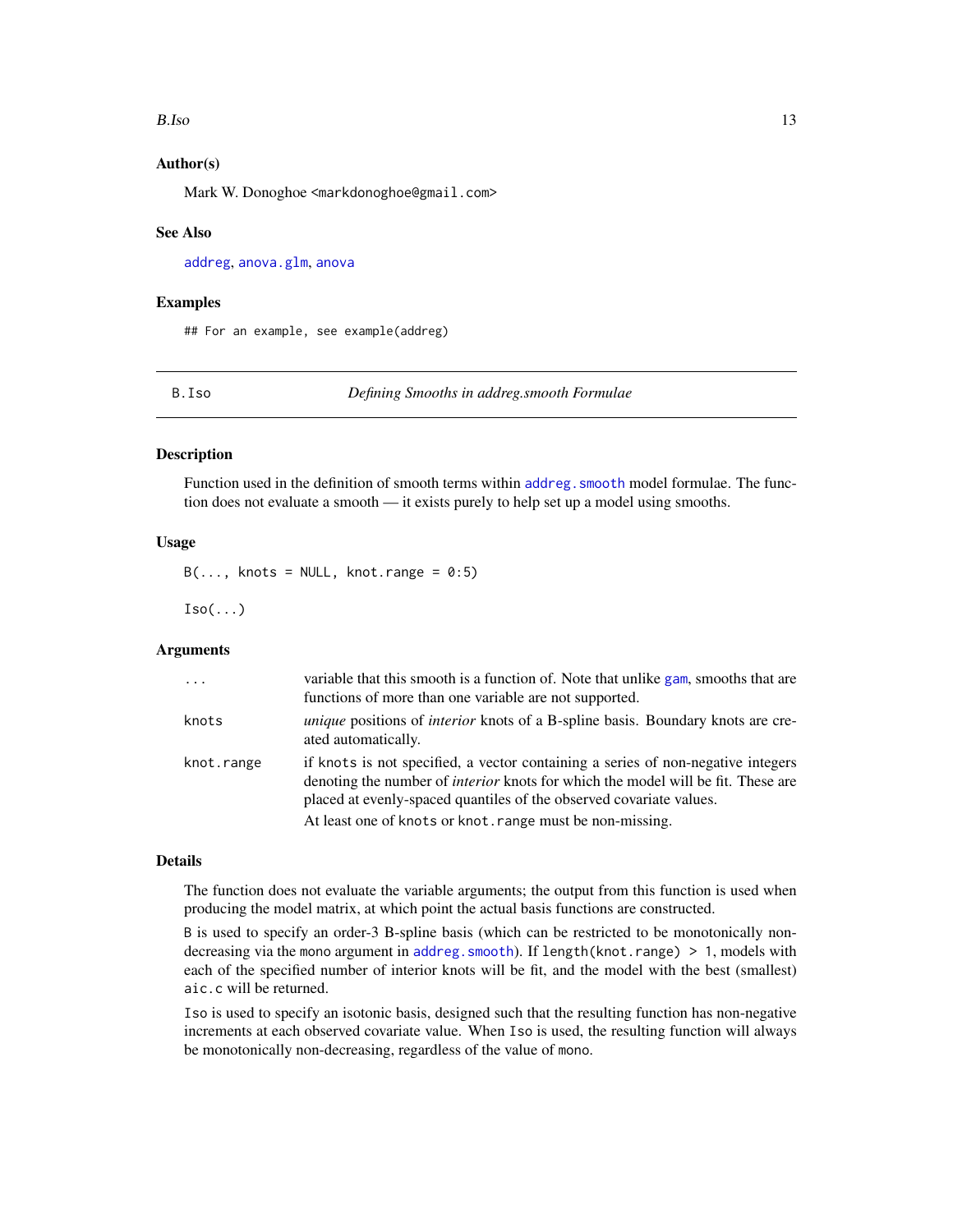### Author(s)

Mark W. Donoghoe <markdonoghoe@gmail.com>

### See Also

addreg, anova.glm, anova

### Examples

```
## For an example, see example(addreg)
```

---

## B.Iso — *Defining Smooths in addreg.smooth Formulae*

### Description

Function used in the definition of smooth terms within addreg.smooth model formulae. The function does not evaluate a smooth — it exists purely to help set up a model using smooths.

### Usage

```
B(..., knots = NULL, knot.range = 0:5)

Iso(...)
```

### Arguments

| | |
|---|---|
| `...` | variable that this smooth is a function of. Note that unlike gam, smooths that are functions of more than one variable are not supported. |
| `knots` | *unique* positions of *interior* knots of a B-spline basis. Boundary knots are created automatically. |
| `knot.range` | if `knots` is not specified, a vector containing a series of non-negative integers denoting the number of *interior* knots for which the model will be fit. These are placed at evenly-spaced quantiles of the observed covariate values. At least one of `knots` or `knot.range` must be non-missing. |

### Details

The function does not evaluate the variable arguments; the output from this function is used when producing the model matrix, at which point the actual basis functions are constructed.

`B` is used to specify an order-3 B-spline basis (which can be restricted to be monotonically non-decreasing via the `mono` argument in addreg.smooth). If `length(knot.range) > 1`, models with each of the specified number of interior knots will be fit, and the model with the best (smallest) `aic.c` will be returned.

`Iso` is used to specify an isotonic basis, designed such that the resulting function has non-negative increments at each observed covariate value. When `Iso` is used, the resulting function will always be monotonically non-decreasing, regardless of the value of `mono`.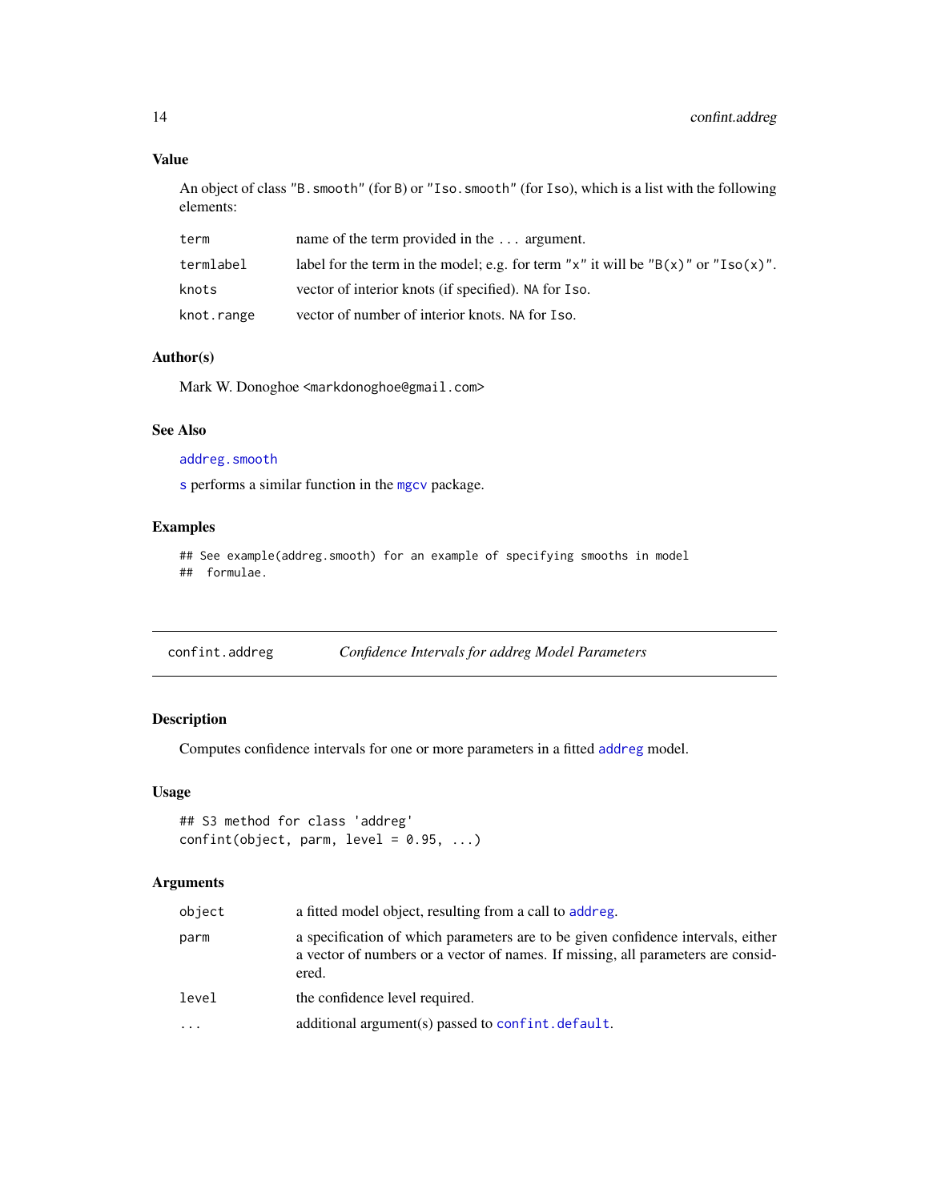### Value

An object of class "B.smooth" (for B) or "Iso.smooth" (for Iso), which is a list with the following elements:

| | |
|---|---|
| term | name of the term provided in the ... argument. |
| termlabel | label for the term in the model; e.g. for term "x" it will be "B(x)" or "Iso(x)". |
| knots | vector of interior knots (if specified). NA for Iso. |
| knot.range | vector of number of interior knots. NA for Iso. |

### Author(s)

Mark W. Donoghoe <markdonoghoe@gmail.com>

### See Also

addreg.smooth

s performs a similar function in the mgcv package.

### Examples

```
## See example(addreg.smooth) for an example of specifying smooths in model
##  formulae.
```

---

## confint.addreg — *Confidence Intervals for addreg Model Parameters*

---

### Description

Computes confidence intervals for one or more parameters in a fitted addreg model.

### Usage

```
## S3 method for class 'addreg'
confint(object, parm, level = 0.95, ...)
```

### Arguments

| | |
|---|---|
| object | a fitted model object, resulting from a call to addreg. |
| parm | a specification of which parameters are to be given confidence intervals, either a vector of numbers or a vector of names. If missing, all parameters are considered. |
| level | the confidence level required. |
| ... | additional argument(s) passed to confint.default. |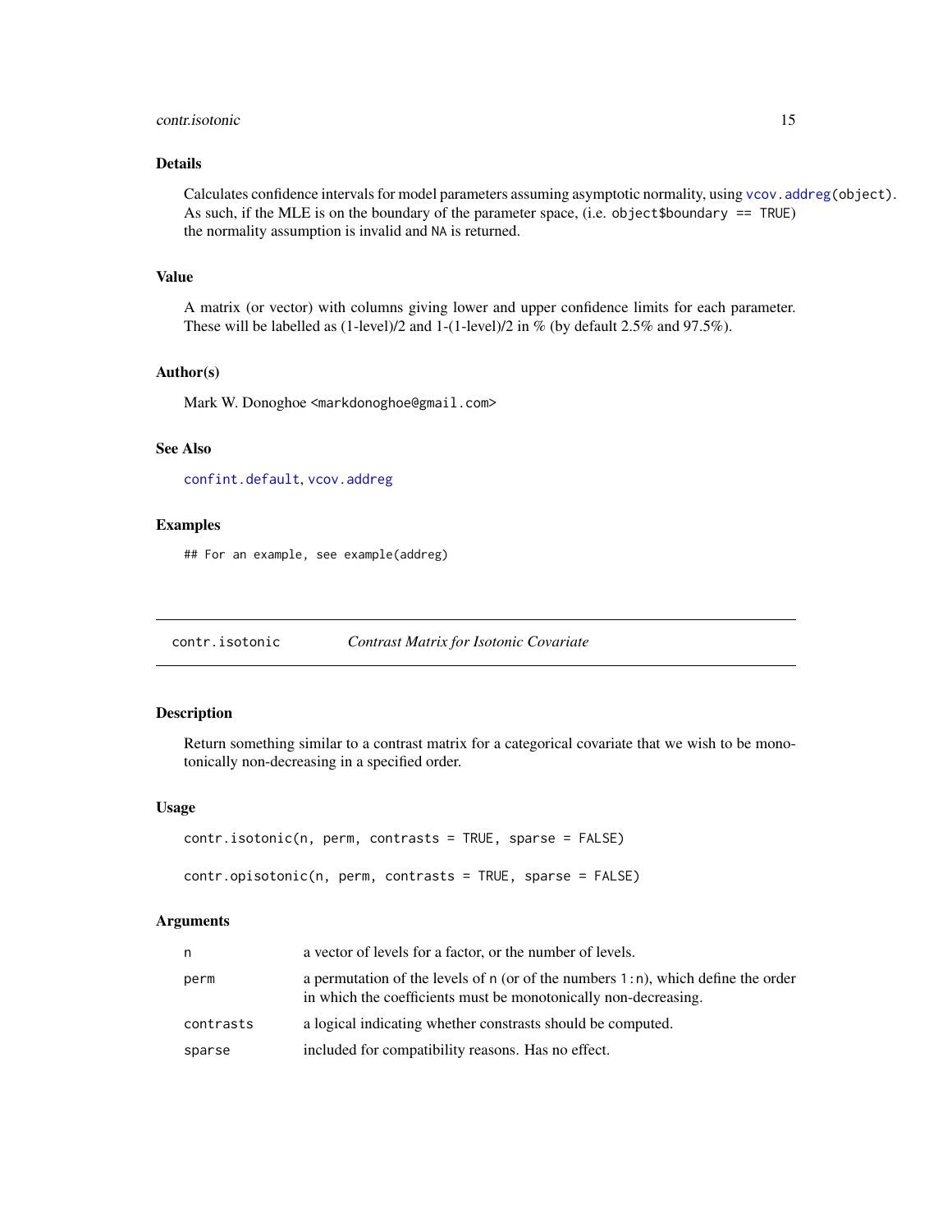## Details

Calculates confidence intervals for model parameters assuming asymptotic normality, using `vcov.addreg(object)`. As such, if the MLE is on the boundary of the parameter space, (i.e. `object$boundary == TRUE`) the normality assumption is invalid and `NA` is returned.

## Value

A matrix (or vector) with columns giving lower and upper confidence limits for each parameter. These will be labelled as (1-level)/2 and 1-(1-level)/2 in % (by default 2.5% and 97.5%).

## Author(s)

Mark W. Donoghoe <markdonoghoe@gmail.com>

## See Also

`confint.default`, `vcov.addreg`

## Examples

```
## For an example, see example(addreg)
```

---

# contr.isotonic *Contrast Matrix for Isotonic Covariate*

---

## Description

Return something similar to a contrast matrix for a categorical covariate that we wish to be monotonically non-decreasing in a specified order.

## Usage

```
contr.isotonic(n, perm, contrasts = TRUE, sparse = FALSE)

contr.opisotonic(n, perm, contrasts = TRUE, sparse = FALSE)
```

## Arguments

| | |
|---|---|
| `n` | a vector of levels for a factor, or the number of levels. |
| `perm` | a permutation of the levels of `n` (or of the numbers `1:n`), which define the order in which the coefficients must be monotonically non-decreasing. |
| `contrasts` | a logical indicating whether constrasts should be computed. |
| `sparse` | included for compatibility reasons. Has no effect. |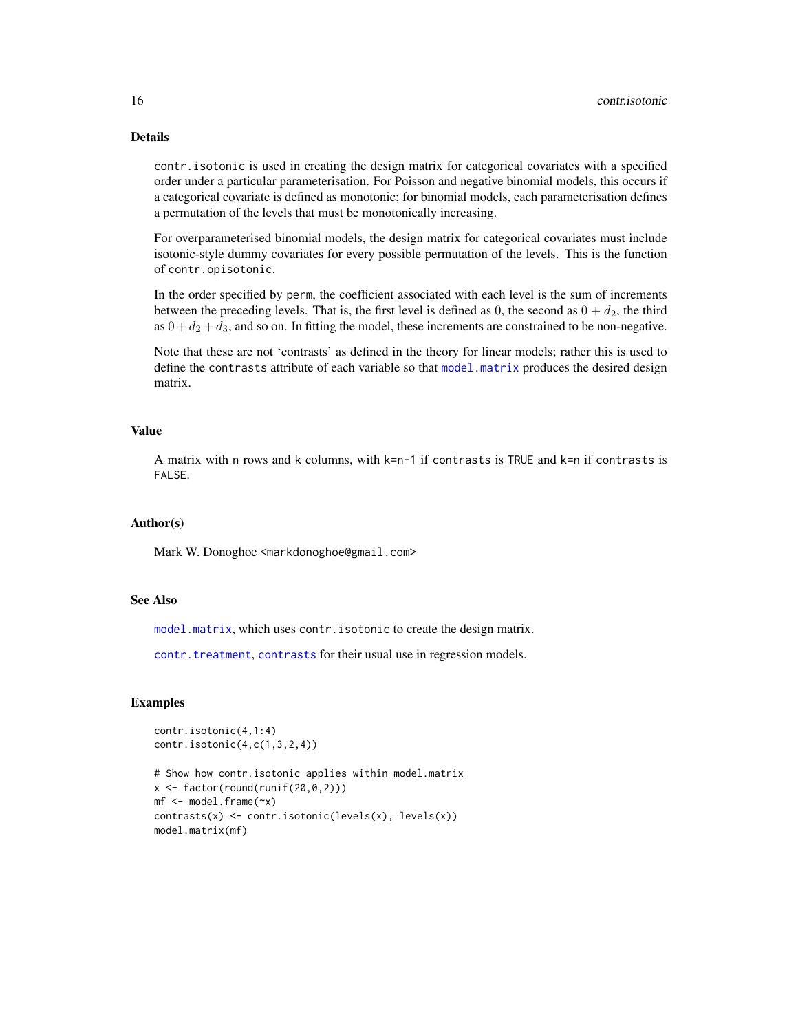## Details

`contr.isotonic` is used in creating the design matrix for categorical covariates with a specified order under a particular parameterisation. For Poisson and negative binomial models, this occurs if a categorical covariate is defined as monotonic; for binomial models, each parameterisation defines a permutation of the levels that must be monotonically increasing.

For overparameterised binomial models, the design matrix for categorical covariates must include isotonic-style dummy covariates for every possible permutation of the levels. This is the function of `contr.opisotonic`.

In the order specified by `perm`, the coefficient associated with each level is the sum of increments between the preceding levels. That is, the first level is defined as $0$, the second as $0 + d_2$, the third as $0 + d_2 + d_3$, and so on. In fitting the model, these increments are constrained to be non-negative.

Note that these are not 'contrasts' as defined in the theory for linear models; rather this is used to define the `contrasts` attribute of each variable so that `model.matrix` produces the desired design matrix.

## Value

A matrix with `n` rows and `k` columns, with `k=n-1` if `contrasts` is `TRUE` and `k=n` if `contrasts` is `FALSE`.

## Author(s)

Mark W. Donoghoe <markdonoghoe@gmail.com>

## See Also

`model.matrix`, which uses `contr.isotonic` to create the design matrix.

`contr.treatment`, `contrasts` for their usual use in regression models.

## Examples

```
contr.isotonic(4,1:4)
contr.isotonic(4,c(1,3,2,4))

# Show how contr.isotonic applies within model.matrix
x <- factor(round(runif(20,0,2)))
mf <- model.frame(~x)
contrasts(x) <- contr.isotonic(levels(x), levels(x))
model.matrix(mf)
```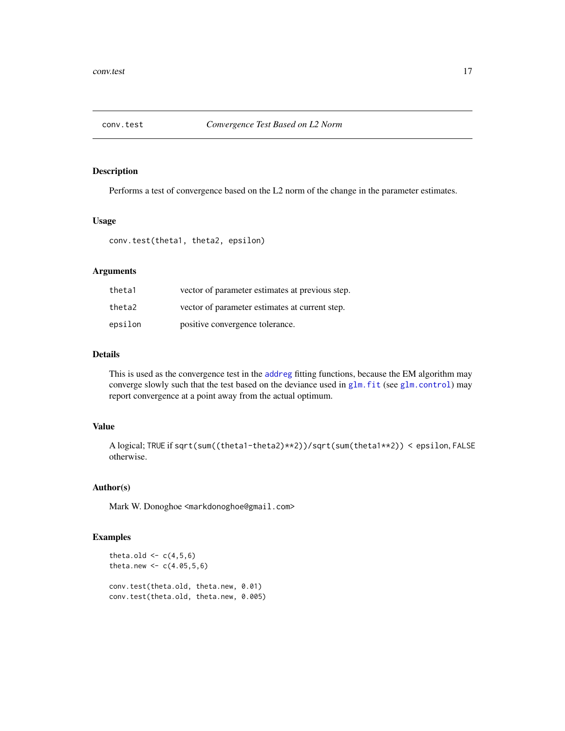conv.test *Convergence Test Based on L2 Norm*

## Description

Performs a test of convergence based on the L2 norm of the change in the parameter estimates.

## Usage

```
conv.test(theta1, theta2, epsilon)
```

## Arguments

| | |
|---|---|
| theta1 | vector of parameter estimates at previous step. |
| theta2 | vector of parameter estimates at current step. |
| epsilon | positive convergence tolerance. |

## Details

This is used as the convergence test in the addreg fitting functions, because the EM algorithm may converge slowly such that the test based on the deviance used in glm.fit (see glm.control) may report convergence at a point away from the actual optimum.

## Value

A logical; TRUE if `sqrt(sum((theta1-theta2)**2))/sqrt(sum(theta1**2)) < epsilon`, FALSE otherwise.

## Author(s)

Mark W. Donoghoe <markdonoghoe@gmail.com>

## Examples

```
theta.old <- c(4,5,6)
theta.new <- c(4.05,5,6)

conv.test(theta.old, theta.new, 0.01)
conv.test(theta.old, theta.new, 0.005)
```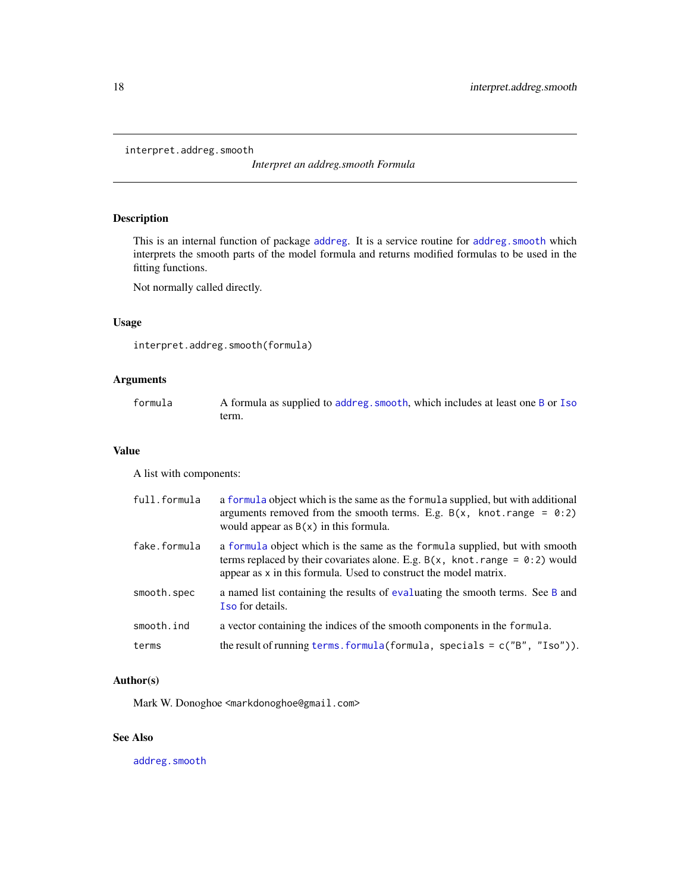interpret.addreg.smooth

*Interpret an addreg.smooth Formula*

## Description

This is an internal function of package addreg. It is a service routine for addreg.smooth which interprets the smooth parts of the model formula and returns modified formulas to be used in the fitting functions.

Not normally called directly.

## Usage

```
interpret.addreg.smooth(formula)
```

## Arguments

| | |
|---|---|
| formula | A formula as supplied to addreg.smooth, which includes at least one B or Iso term. |

## Value

A list with components:

| | |
|---|---|
| full.formula | a formula object which is the same as the formula supplied, but with additional arguments removed from the smooth terms. E.g. `B(x, knot.range = 0:2)` would appear as `B(x)` in this formula. |
| fake.formula | a formula object which is the same as the formula supplied, but with smooth terms replaced by their covariates alone. E.g. `B(x, knot.range = 0:2)` would appear as `x` in this formula. Used to construct the model matrix. |
| smooth.spec | a named list containing the results of evaluating the smooth terms. See B and Iso for details. |
| smooth.ind | a vector containing the indices of the smooth components in the formula. |
| terms | the result of running `terms.formula(formula, specials = c("B", "Iso"))`. |

## Author(s)

Mark W. Donoghoe <markdonoghoe@gmail.com>

## See Also

addreg.smooth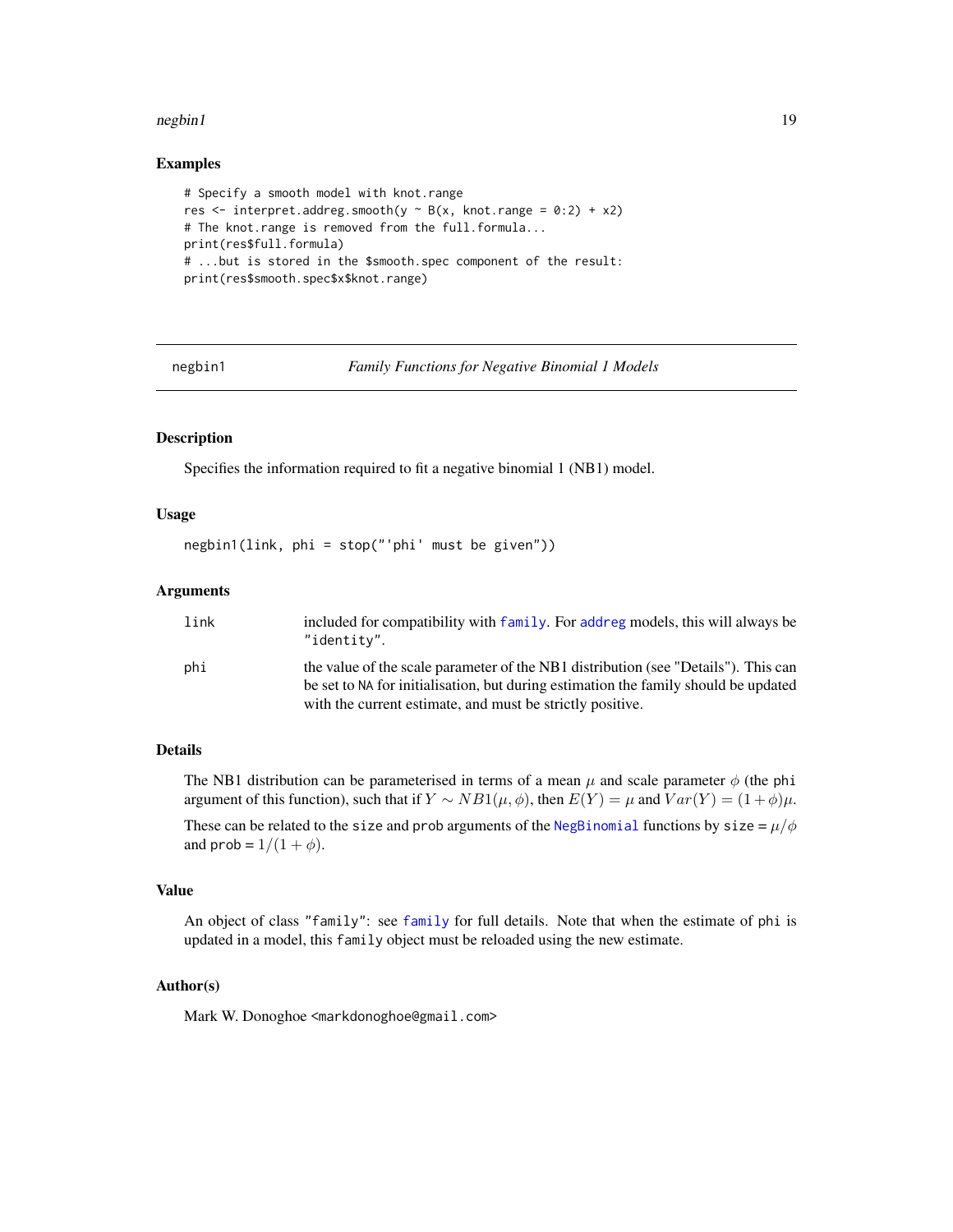## Examples

```
# Specify a smooth model with knot.range
res <- interpret.addreg.smooth(y ~ B(x, knot.range = 0:2) + x2)
# The knot.range is removed from the full.formula...
print(res$full.formula)
# ...but is stored in the $smooth.spec component of the result:
print(res$smooth.spec$x$knot.range)
```

---

# negbin1 — *Family Functions for Negative Binomial 1 Models*

---

## Description

Specifies the information required to fit a negative binomial 1 (NB1) model.

## Usage

```
negbin1(link, phi = stop("'phi' must be given"))
```

## Arguments

| | |
|---|---|
| `link` | included for compatibility with `family`. For `addreg` models, this will always be `"identity"`. |
| `phi` | the value of the scale parameter of the NB1 distribution (see "Details"). This can be set to `NA` for initialisation, but during estimation the family should be updated with the current estimate, and must be strictly positive. |

## Details

The NB1 distribution can be parameterised in terms of a mean $\mu$ and scale parameter $\phi$ (the `phi` argument of this function), such that if $Y \sim NB1(\mu, \phi)$, then $E(Y) = \mu$ and $Var(Y) = (1 + \phi)\mu$.

These can be related to the `size` and `prob` arguments of the `NegBinomial` functions by `size` = $\mu/\phi$ and `prob` = $1/(1 + \phi)$.

## Value

An object of class `"family"`: see `family` for full details. Note that when the estimate of `phi` is updated in a model, this `family` object must be reloaded using the new estimate.

## Author(s)

Mark W. Donoghoe <markdonoghoe@gmail.com>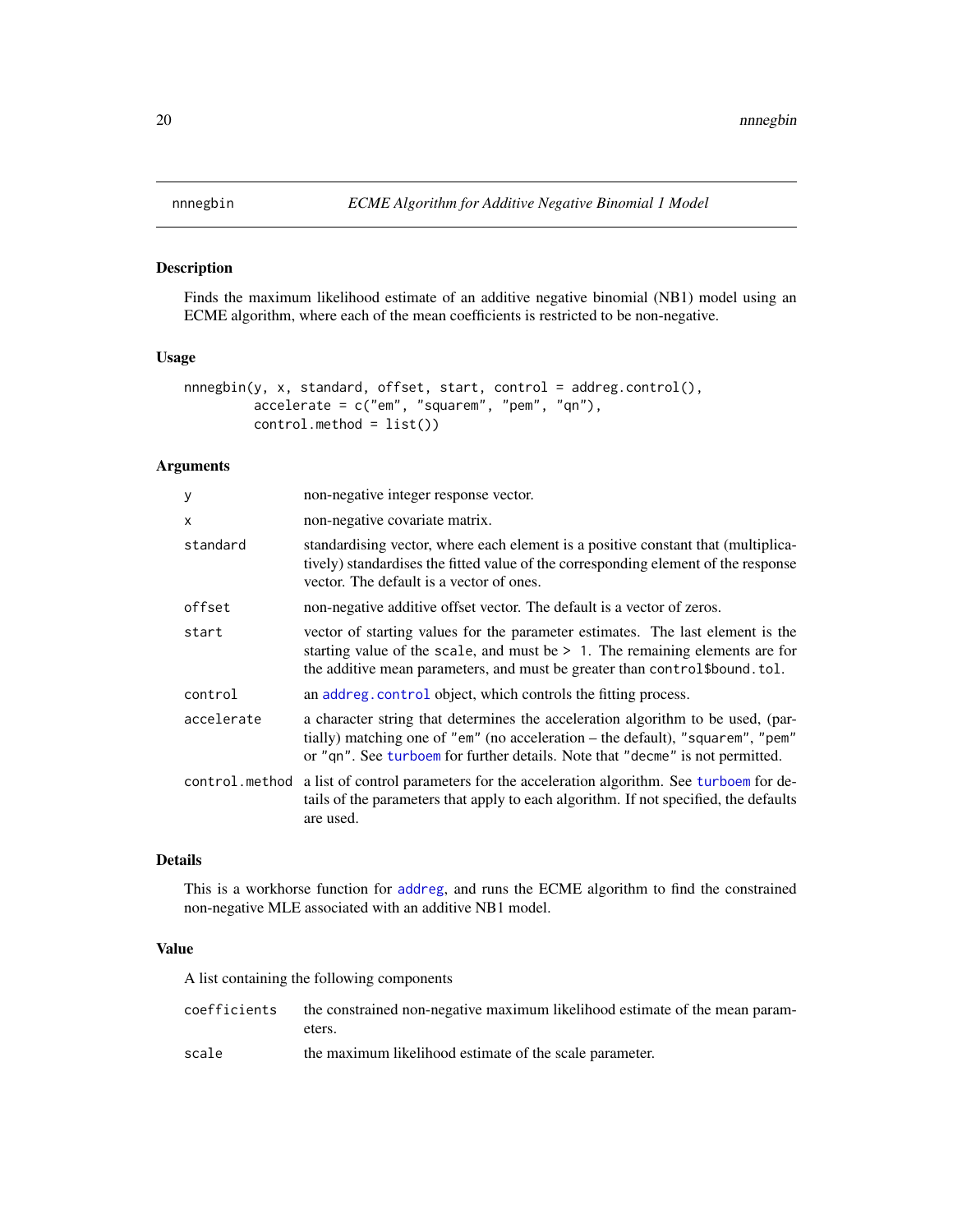nnnegbin — *ECME Algorithm for Additive Negative Binomial 1 Model*

## Description

Finds the maximum likelihood estimate of an additive negative binomial (NB1) model using an ECME algorithm, where each of the mean coefficients is restricted to be non-negative.

## Usage

```
nnnegbin(y, x, standard, offset, start, control = addreg.control(),
         accelerate = c("em", "squarem", "pem", "qn"),
         control.method = list())
```

## Arguments

| | |
|---|---|
| `y` | non-negative integer response vector. |
| `x` | non-negative covariate matrix. |
| `standard` | standardising vector, where each element is a positive constant that (multiplicatively) standardises the fitted value of the corresponding element of the response vector. The default is a vector of ones. |
| `offset` | non-negative additive offset vector. The default is a vector of zeros. |
| `start` | vector of starting values for the parameter estimates. The last element is the starting value of the `scale`, and must be `> 1`. The remaining elements are for the additive mean parameters, and must be greater than `control$bound.tol`. |
| `control` | an `addreg.control` object, which controls the fitting process. |
| `accelerate` | a character string that determines the acceleration algorithm to be used, (partially) matching one of `"em"` (no acceleration – the default), `"squarem"`, `"pem"` or `"qn"`. See `turboem` for further details. Note that `"decme"` is not permitted. |
| `control.method` | a list of control parameters for the acceleration algorithm. See `turboem` for details of the parameters that apply to each algorithm. If not specified, the defaults are used. |

## Details

This is a workhorse function for `addreg`, and runs the ECME algorithm to find the constrained non-negative MLE associated with an additive NB1 model.

## Value

A list containing the following components

| | |
|---|---|
| `coefficients` | the constrained non-negative maximum likelihood estimate of the mean parameters. |
| `scale` | the maximum likelihood estimate of the scale parameter. |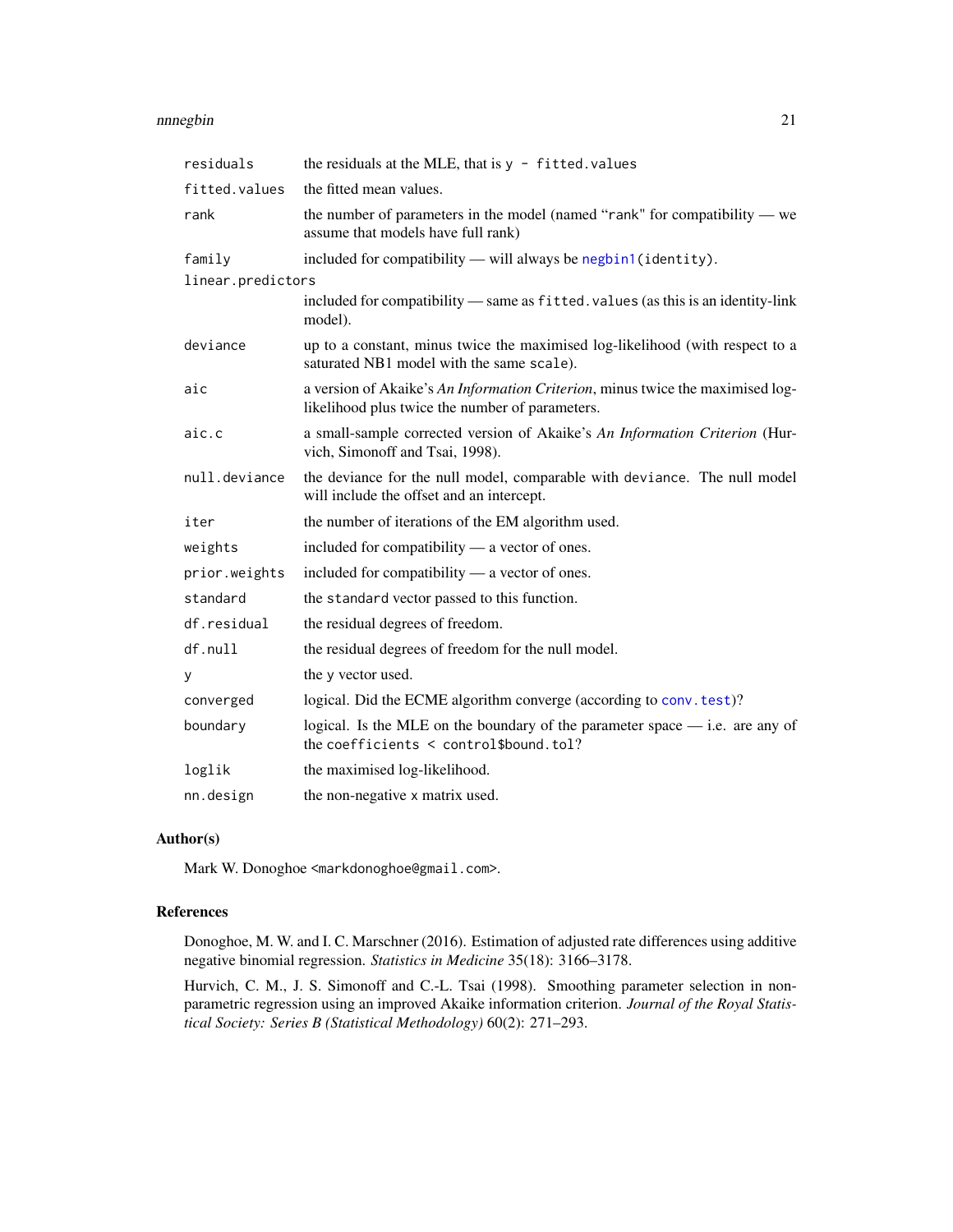| | |
|---|---|
| `residuals` | the residuals at the MLE, that is `y - fitted.values` |
| `fitted.values` | the fitted mean values. |
| `rank` | the number of parameters in the model (named "`rank`" for compatibility — we assume that models have full rank) |
| `family` | included for compatibility — will always be `negbin1(identity)`. |
| `linear.predictors` | included for compatibility — same as `fitted.values` (as this is an identity-link model). |
| `deviance` | up to a constant, minus twice the maximised log-likelihood (with respect to a saturated NB1 model with the same `scale`). |
| `aic` | a version of Akaike's *An Information Criterion*, minus twice the maximised log-likelihood plus twice the number of parameters. |
| `aic.c` | a small-sample corrected version of Akaike's *An Information Criterion* (Hurvich, Simonoff and Tsai, 1998). |
| `null.deviance` | the deviance for the null model, comparable with `deviance`. The null model will include the offset and an intercept. |
| `iter` | the number of iterations of the EM algorithm used. |
| `weights` | included for compatibility — a vector of ones. |
| `prior.weights` | included for compatibility — a vector of ones. |
| `standard` | the `standard` vector passed to this function. |
| `df.residual` | the residual degrees of freedom. |
| `df.null` | the residual degrees of freedom for the null model. |
| `y` | the `y` vector used. |
| `converged` | logical. Did the ECME algorithm converge (according to `conv.test`)? |
| `boundary` | logical. Is the MLE on the boundary of the parameter space — i.e. are any of the `coefficients < control$bound.tol`? |
| `loglik` | the maximised log-likelihood. |
| `nn.design` | the non-negative `x` matrix used. |

## Author(s)

Mark W. Donoghoe <markdonoghoe@gmail.com>.

## References

Donoghoe, M. W. and I. C. Marschner (2016). Estimation of adjusted rate differences using additive negative binomial regression. *Statistics in Medicine* 35(18): 3166–3178.

Hurvich, C. M., J. S. Simonoff and C.-L. Tsai (1998). Smoothing parameter selection in non-parametric regression using an improved Akaike information criterion. *Journal of the Royal Statistical Society: Series B (Statistical Methodology)* 60(2): 271–293.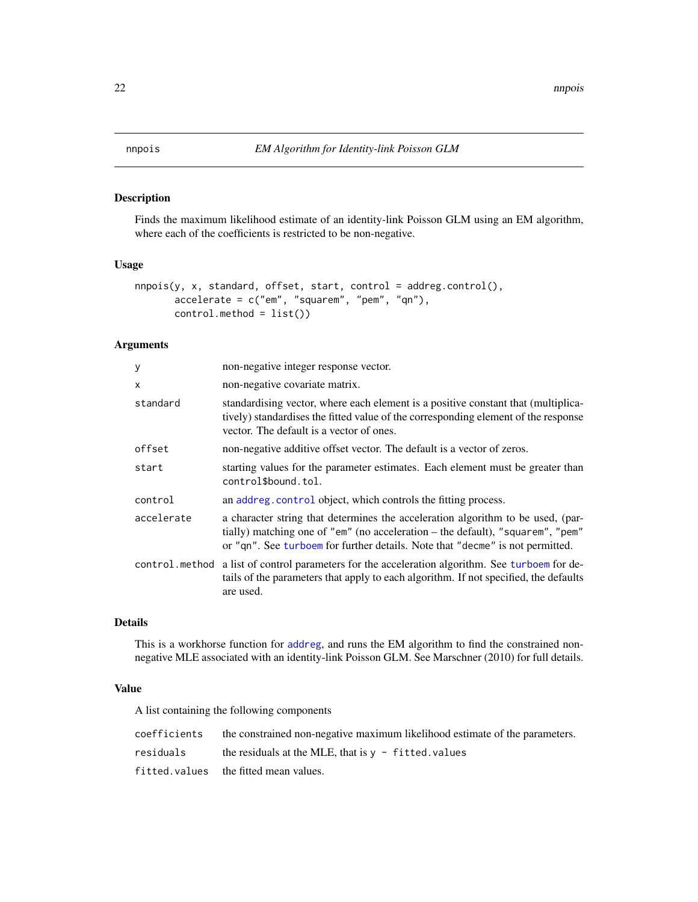nnpois *EM Algorithm for Identity-link Poisson GLM*

## Description

Finds the maximum likelihood estimate of an identity-link Poisson GLM using an EM algorithm, where each of the coefficients is restricted to be non-negative.

## Usage

```
nnpois(y, x, standard, offset, start, control = addreg.control(),
       accelerate = c("em", "squarem", "pem", "qn"),
       control.method = list())
```

## Arguments

| | |
|---|---|
| `y` | non-negative integer response vector. |
| `x` | non-negative covariate matrix. |
| `standard` | standardising vector, where each element is a positive constant that (multiplicatively) standardises the fitted value of the corresponding element of the response vector. The default is a vector of ones. |
| `offset` | non-negative additive offset vector. The default is a vector of zeros. |
| `start` | starting values for the parameter estimates. Each element must be greater than `control$bound.tol`. |
| `control` | an `addreg.control` object, which controls the fitting process. |
| `accelerate` | a character string that determines the acceleration algorithm to be used, (partially) matching one of `"em"` (no acceleration – the default), `"squarem"`, `"pem"` or `"qn"`. See `turboem` for further details. Note that `"decme"` is not permitted. |
| `control.method` | a list of control parameters for the acceleration algorithm. See `turboem` for details of the parameters that apply to each algorithm. If not specified, the defaults are used. |

## Details

This is a workhorse function for `addreg`, and runs the EM algorithm to find the constrained non-negative MLE associated with an identity-link Poisson GLM. See Marschner (2010) for full details.

## Value

A list containing the following components

| | |
|---|---|
| `coefficients` | the constrained non-negative maximum likelihood estimate of the parameters. |
| `residuals` | the residuals at the MLE, that is `y - fitted.values` |
| `fitted.values` | the fitted mean values. |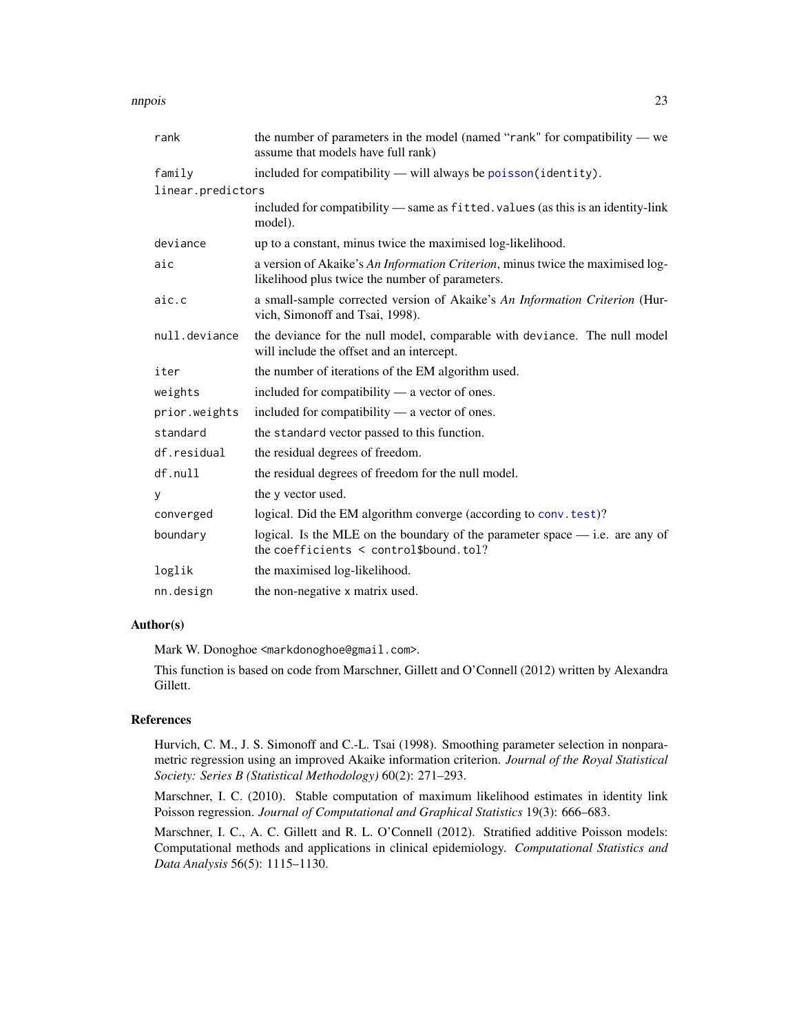| | |
|---|---|
| `rank` | the number of parameters in the model (named "rank" for compatibility — we assume that models have full rank) |
| `family` | included for compatibility — will always be `poisson(identity)`. |
| `linear.predictors` | included for compatibility — same as `fitted.values` (as this is an identity-link model). |
| `deviance` | up to a constant, minus twice the maximised log-likelihood. |
| `aic` | a version of Akaike's *An Information Criterion*, minus twice the maximised log-likelihood plus twice the number of parameters. |
| `aic.c` | a small-sample corrected version of Akaike's *An Information Criterion* (Hurvich, Simonoff and Tsai, 1998). |
| `null.deviance` | the deviance for the null model, comparable with `deviance`. The null model will include the offset and an intercept. |
| `iter` | the number of iterations of the EM algorithm used. |
| `weights` | included for compatibility — a vector of ones. |
| `prior.weights` | included for compatibility — a vector of ones. |
| `standard` | the `standard` vector passed to this function. |
| `df.residual` | the residual degrees of freedom. |
| `df.null` | the residual degrees of freedom for the null model. |
| `y` | the `y` vector used. |
| `converged` | logical. Did the EM algorithm converge (according to `conv.test`)? |
| `boundary` | logical. Is the MLE on the boundary of the parameter space — i.e. are any of the `coefficients < control$bound.tol`? |
| `loglik` | the maximised log-likelihood. |
| `nn.design` | the non-negative `x` matrix used. |

## Author(s)

Mark W. Donoghoe <markdonoghoe@gmail.com>.

This function is based on code from Marschner, Gillett and O'Connell (2012) written by Alexandra Gillett.

## References

Hurvich, C. M., J. S. Simonoff and C.-L. Tsai (1998). Smoothing parameter selection in nonparametric regression using an improved Akaike information criterion. *Journal of the Royal Statistical Society: Series B (Statistical Methodology)* 60(2): 271–293.

Marschner, I. C. (2010). Stable computation of maximum likelihood estimates in identity link Poisson regression. *Journal of Computational and Graphical Statistics* 19(3): 666–683.

Marschner, I. C., A. C. Gillett and R. L. O'Connell (2012). Stratified additive Poisson models: Computational methods and applications in clinical epidemiology. *Computational Statistics and Data Analysis* 56(5): 1115–1130.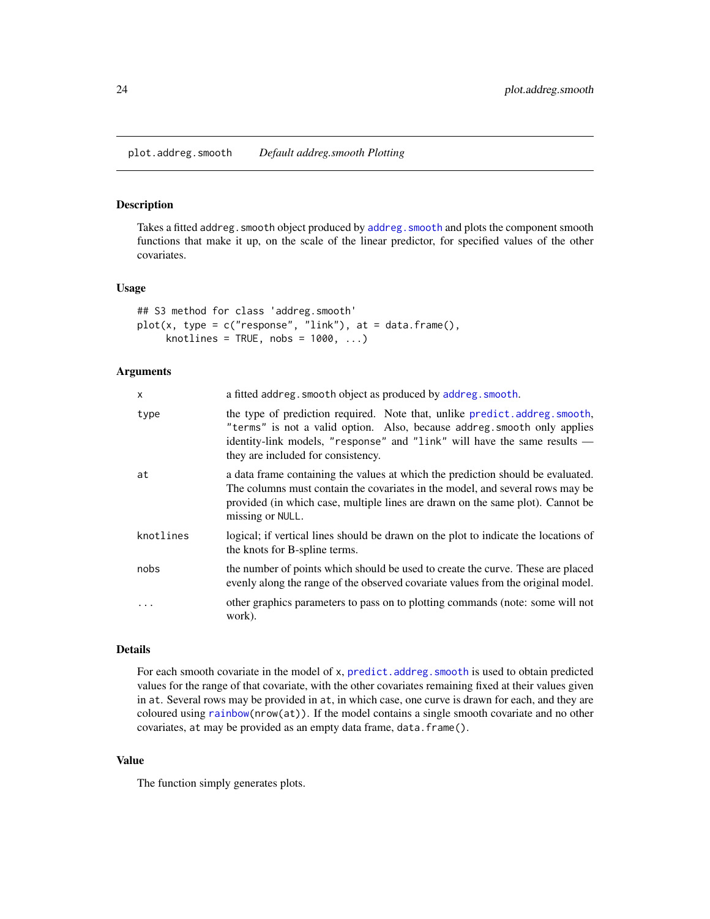`plot.addreg.smooth` *Default addreg.smooth Plotting*

## Description

Takes a fitted `addreg.smooth` object produced by `addreg.smooth` and plots the component smooth functions that make it up, on the scale of the linear predictor, for specified values of the other covariates.

## Usage

```
## S3 method for class 'addreg.smooth'
plot(x, type = c("response", "link"), at = data.frame(),
     knotlines = TRUE, nobs = 1000, ...)
```

## Arguments

| | |
|---|---|
| `x` | a fitted `addreg.smooth` object as produced by `addreg.smooth`. |
| `type` | the type of prediction required. Note that, unlike `predict.addreg.smooth`, `"terms"` is not a valid option. Also, because `addreg.smooth` only applies identity-link models, `"response"` and `"link"` will have the same results — they are included for consistency. |
| `at` | a data frame containing the values at which the prediction should be evaluated. The columns must contain the covariates in the model, and several rows may be provided (in which case, multiple lines are drawn on the same plot). Cannot be missing or `NULL`. |
| `knotlines` | logical; if vertical lines should be drawn on the plot to indicate the locations of the knots for B-spline terms. |
| `nobs` | the number of points which should be used to create the curve. These are placed evenly along the range of the observed covariate values from the original model. |
| `...` | other graphics parameters to pass on to plotting commands (note: some will not work). |

## Details

For each smooth covariate in the model of `x`, `predict.addreg.smooth` is used to obtain predicted values for the range of that covariate, with the other covariates remaining fixed at their values given in `at`. Several rows may be provided in `at`, in which case, one curve is drawn for each, and they are coloured using `rainbow(nrow(at))`. If the model contains a single smooth covariate and no other covariates, `at` may be provided as an empty data frame, `data.frame()`.

## Value

The function simply generates plots.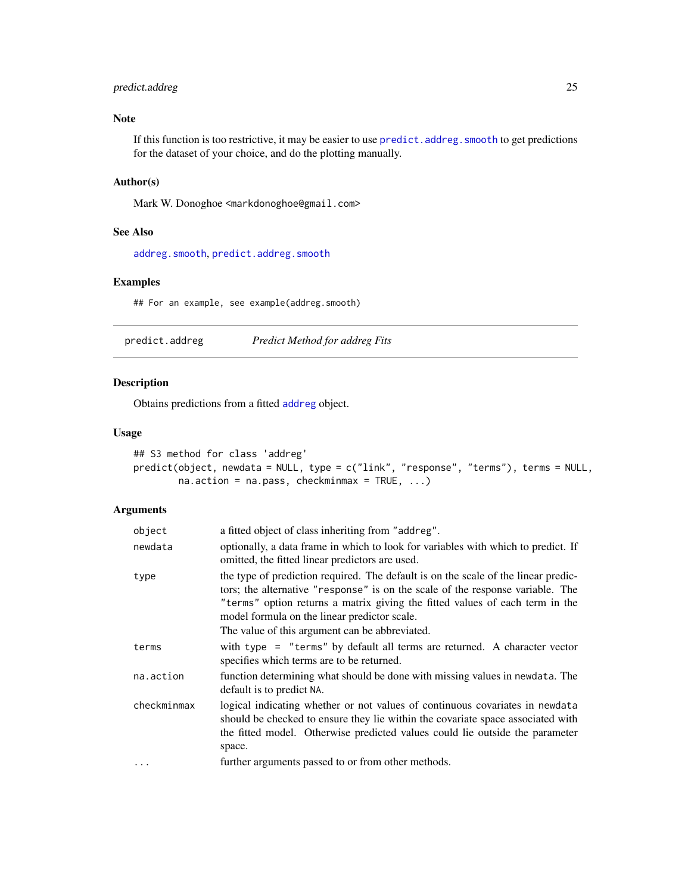### Note

If this function is too restrictive, it may be easier to use `predict.addreg.smooth` to get predictions for the dataset of your choice, and do the plotting manually.

### Author(s)

Mark W. Donoghoe <markdonoghoe@gmail.com>

### See Also

`addreg.smooth`, `predict.addreg.smooth`

### Examples

```
## For an example, see example(addreg.smooth)
```

---

## predict.addreg — *Predict Method for addreg Fits*

---

### Description

Obtains predictions from a fitted `addreg` object.

### Usage

```
## S3 method for class 'addreg'
predict(object, newdata = NULL, type = c("link", "response", "terms"), terms = NULL,
        na.action = na.pass, checkminmax = TRUE, ...)
```

### Arguments

| | |
|---|---|
| `object` | a fitted object of class inheriting from `"addreg"`. |
| `newdata` | optionally, a data frame in which to look for variables with which to predict. If omitted, the fitted linear predictors are used. |
| `type` | the type of prediction required. The default is on the scale of the linear predictors; the alternative `"response"` is on the scale of the response variable. The `"terms"` option returns a matrix giving the fitted values of each term in the model formula on the linear predictor scale. The value of this argument can be abbreviated. |
| `terms` | with `type = "terms"` by default all terms are returned. A character vector specifies which terms are to be returned. |
| `na.action` | function determining what should be done with missing values in `newdata`. The default is to predict `NA`. |
| `checkminmax` | logical indicating whether or not values of continuous covariates in `newdata` should be checked to ensure they lie within the covariate space associated with the fitted model. Otherwise predicted values could lie outside the parameter space. |
| `...` | further arguments passed to or from other methods. |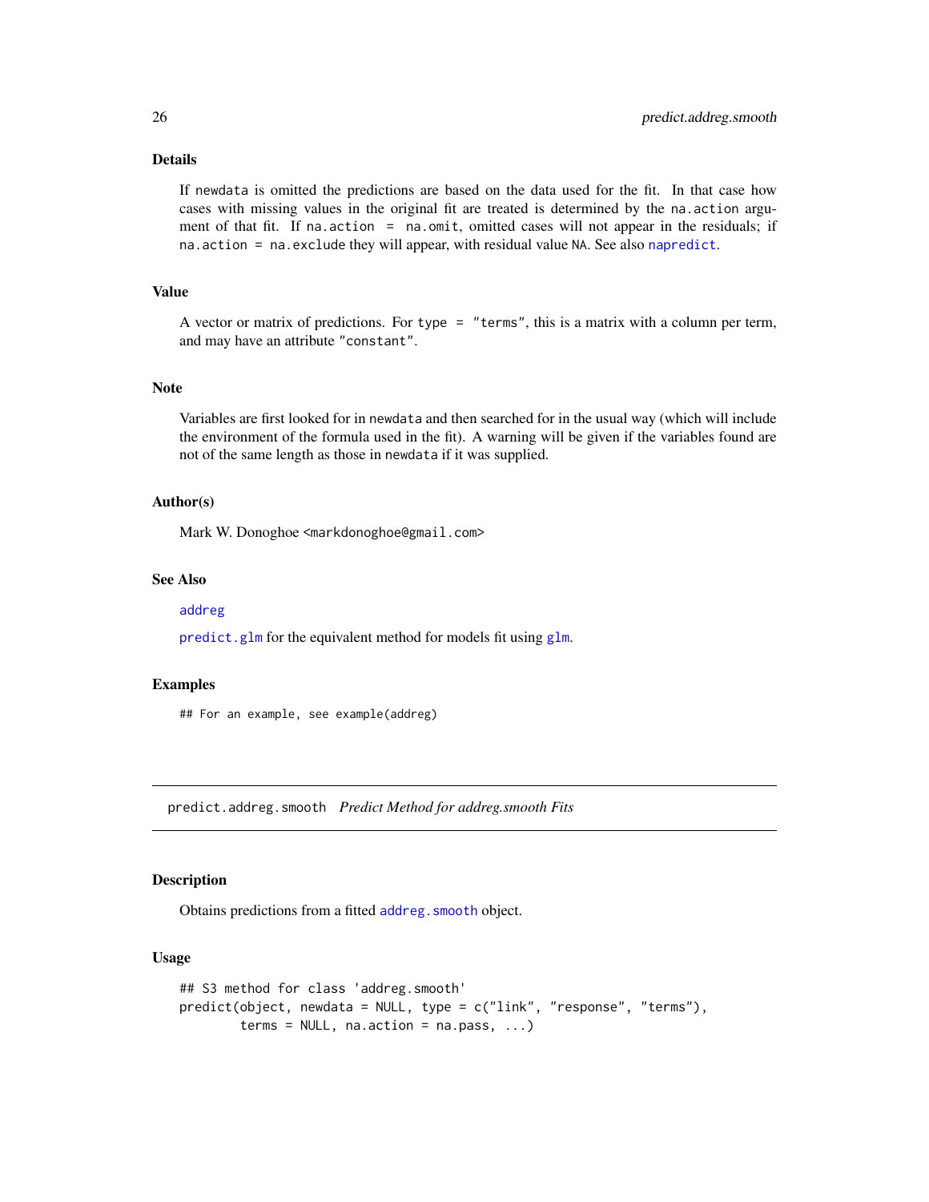### Details

If `newdata` is omitted the predictions are based on the data used for the fit. In that case how cases with missing values in the original fit are treated is determined by the `na.action` argument of that fit. If `na.action = na.omit`, omitted cases will not appear in the residuals; if `na.action = na.exclude` they will appear, with residual value `NA`. See also `napredict`.

### Value

A vector or matrix of predictions. For `type = "terms"`, this is a matrix with a column per term, and may have an attribute `"constant"`.

### Note

Variables are first looked for in `newdata` and then searched for in the usual way (which will include the environment of the formula used in the fit). A warning will be given if the variables found are not of the same length as those in `newdata` if it was supplied.

### Author(s)

Mark W. Donoghoe <markdonoghoe@gmail.com>

### See Also

`addreg`

`predict.glm` for the equivalent method for models fit using `glm`.

### Examples

```
## For an example, see example(addreg)
```

---

## predict.addreg.smooth *Predict Method for addreg.smooth Fits*

### Description

Obtains predictions from a fitted `addreg.smooth` object.

### Usage

```
## S3 method for class 'addreg.smooth'
predict(object, newdata = NULL, type = c("link", "response", "terms"),
        terms = NULL, na.action = na.pass, ...)
```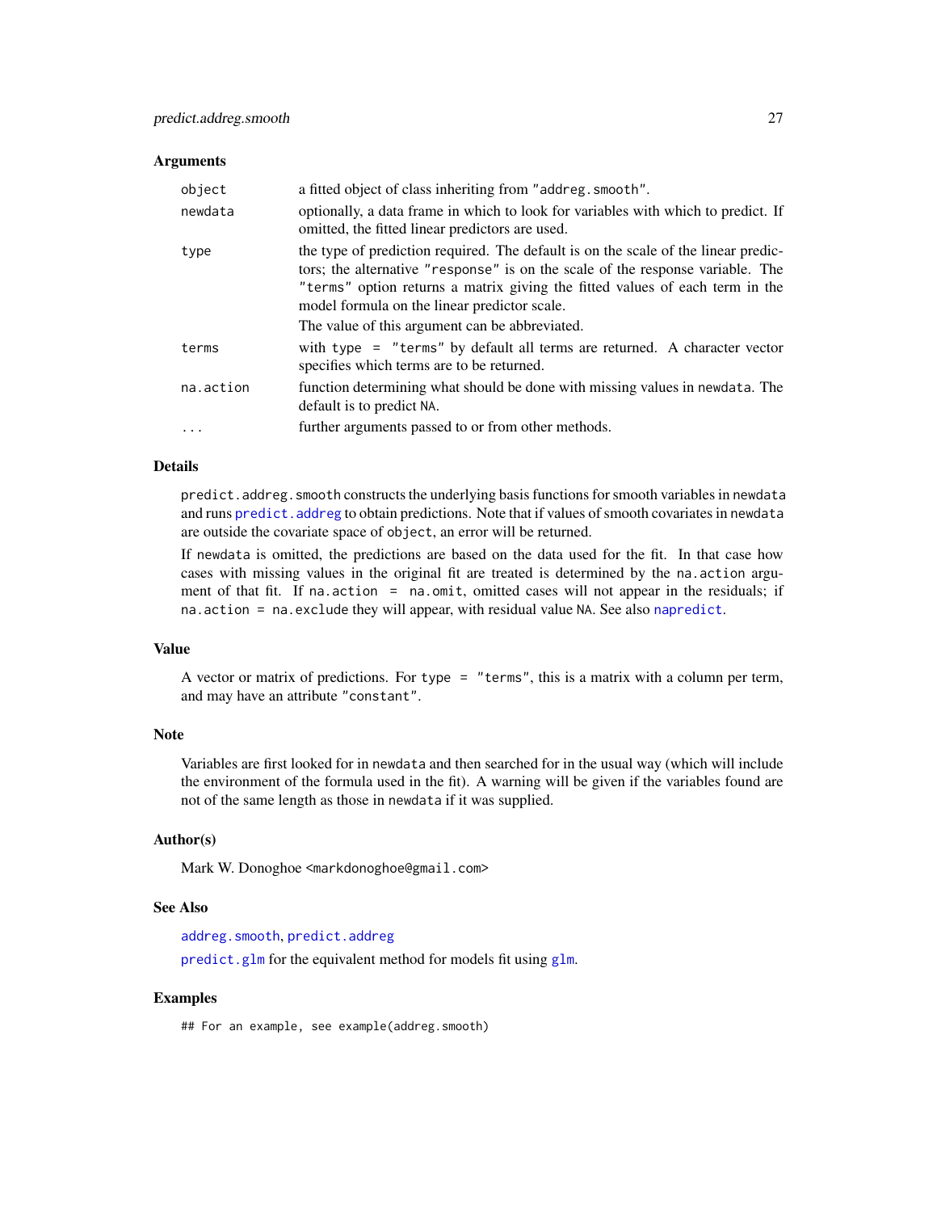### Arguments

| | |
|---|---|
| `object` | a fitted object of class inheriting from `"addreg.smooth"`. |
| `newdata` | optionally, a data frame in which to look for variables with which to predict. If omitted, the fitted linear predictors are used. |
| `type` | the type of prediction required. The default is on the scale of the linear predictors; the alternative `"response"` is on the scale of the response variable. The `"terms"` option returns a matrix giving the fitted values of each term in the model formula on the linear predictor scale. The value of this argument can be abbreviated. |
| `terms` | with `type = "terms"` by default all terms are returned. A character vector specifies which terms are to be returned. |
| `na.action` | function determining what should be done with missing values in `newdata`. The default is to predict `NA`. |
| `...` | further arguments passed to or from other methods. |

### Details

`predict.addreg.smooth` constructs the underlying basis functions for smooth variables in `newdata` and runs `predict.addreg` to obtain predictions. Note that if values of smooth covariates in `newdata` are outside the covariate space of `object`, an error will be returned.

If `newdata` is omitted, the predictions are based on the data used for the fit. In that case how cases with missing values in the original fit are treated is determined by the `na.action` argument of that fit. If `na.action = na.omit`, omitted cases will not appear in the residuals; if `na.action = na.exclude` they will appear, with residual value `NA`. See also `napredict`.

### Value

A vector or matrix of predictions. For `type = "terms"`, this is a matrix with a column per term, and may have an attribute `"constant"`.

### Note

Variables are first looked for in `newdata` and then searched for in the usual way (which will include the environment of the formula used in the fit). A warning will be given if the variables found are not of the same length as those in `newdata` if it was supplied.

### Author(s)

Mark W. Donoghoe <markdonoghoe@gmail.com>

### See Also

`addreg.smooth`, `predict.addreg`

`predict.glm` for the equivalent method for models fit using `glm`.

### Examples

```
## For an example, see example(addreg.smooth)
```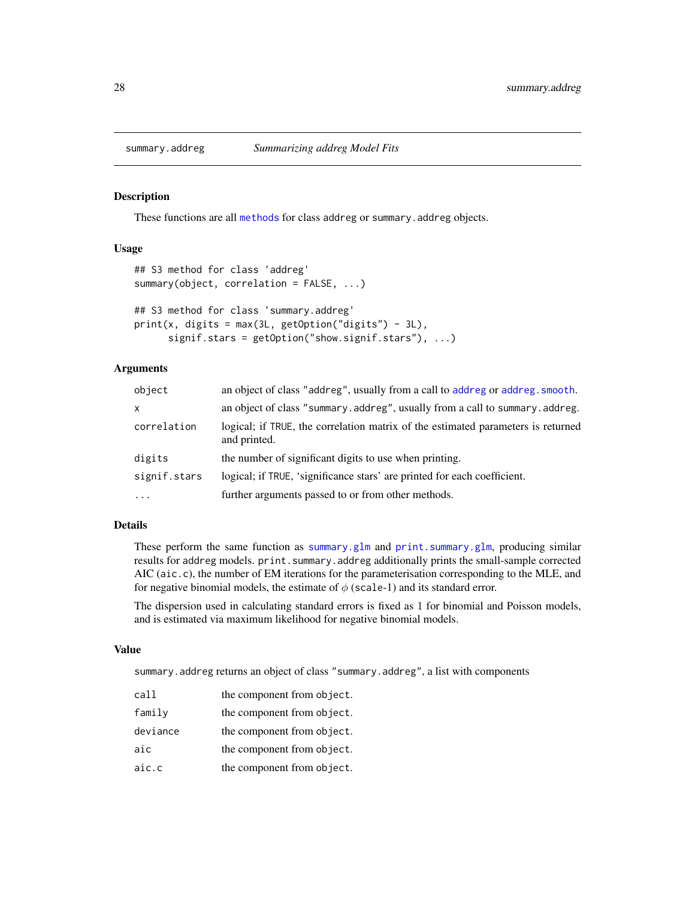## summary.addreg *Summarizing addreg Model Fits*

### Description

These functions are all methods for class addreg or summary.addreg objects.

### Usage

```
## S3 method for class 'addreg'
summary(object, correlation = FALSE, ...)

## S3 method for class 'summary.addreg'
print(x, digits = max(3L, getOption("digits") - 3L),
      signif.stars = getOption("show.signif.stars"), ...)
```

### Arguments

| | |
|---|---|
| object | an object of class "addreg", usually from a call to addreg or addreg.smooth. |
| x | an object of class "summary.addreg", usually from a call to summary.addreg. |
| correlation | logical; if TRUE, the correlation matrix of the estimated parameters is returned and printed. |
| digits | the number of significant digits to use when printing. |
| signif.stars | logical; if TRUE, 'significance stars' are printed for each coefficient. |
| ... | further arguments passed to or from other methods. |

### Details

These perform the same function as summary.glm and print.summary.glm, producing similar results for addreg models. print.summary.addreg additionally prints the small-sample corrected AIC (aic.c), the number of EM iterations for the parameterisation corresponding to the MLE, and for negative binomial models, the estimate of $\phi$ (scale-1) and its standard error.

The dispersion used in calculating standard errors is fixed as 1 for binomial and Poisson models, and is estimated via maximum likelihood for negative binomial models.

### Value

summary.addreg returns an object of class "summary.addreg", a list with components

| | |
|---|---|
| call | the component from object. |
| family | the component from object. |
| deviance | the component from object. |
| aic | the component from object. |
| aic.c | the component from object. |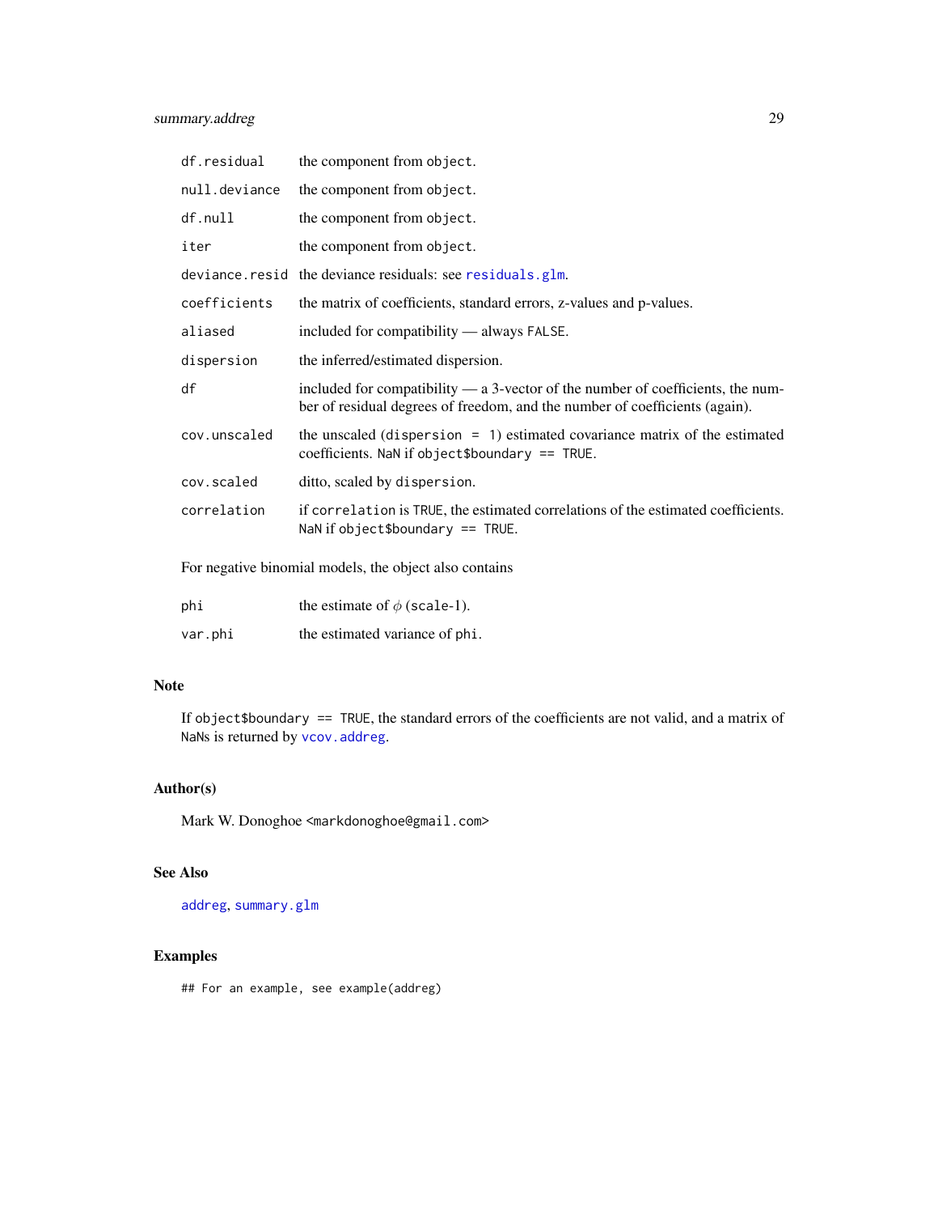| | |
|---|---|
| `df.residual` | the component from `object`. |
| `null.deviance` | the component from `object`. |
| `df.null` | the component from `object`. |
| `iter` | the component from `object`. |
| `deviance.resid` | the deviance residuals: see `residuals.glm`. |
| `coefficients` | the matrix of coefficients, standard errors, z-values and p-values. |
| `aliased` | included for compatibility — always `FALSE`. |
| `dispersion` | the inferred/estimated dispersion. |
| `df` | included for compatibility — a 3-vector of the number of coefficients, the number of residual degrees of freedom, and the number of coefficients (again). |
| `cov.unscaled` | the unscaled (`dispersion = 1`) estimated covariance matrix of the estimated coefficients. `NaN` if `object$boundary == TRUE`. |
| `cov.scaled` | ditto, scaled by `dispersion`. |
| `correlation` | if `correlation` is `TRUE`, the estimated correlations of the estimated coefficients. `NaN` if `object$boundary == TRUE`. |

For negative binomial models, the object also contains

| | |
|---|---|
| `phi` | the estimate of $\phi$ (`scale-1`). |
| `var.phi` | the estimated variance of `phi`. |

## Note

If `object$boundary == TRUE`, the standard errors of the coefficients are not valid, and a matrix of `NaN`s is returned by `vcov.addreg`.

## Author(s)

Mark W. Donoghoe <markdonoghoe@gmail.com>

## See Also

`addreg`, `summary.glm`

## Examples

```
## For an example, see example(addreg)
```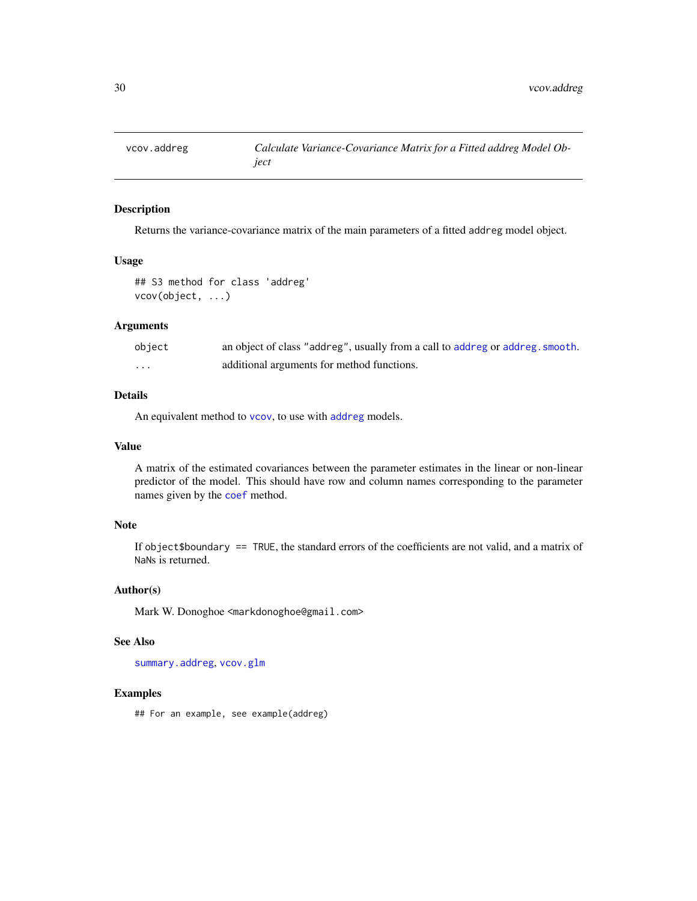# vcov.addreg

*Calculate Variance-Covariance Matrix for a Fitted addreg Model Object*

## Description

Returns the variance-covariance matrix of the main parameters of a fitted `addreg` model object.

## Usage

```
## S3 method for class 'addreg'
vcov(object, ...)
```

## Arguments

| | |
|---|---|
| `object` | an object of class `"addreg"`, usually from a call to `addreg` or `addreg.smooth`. |
| `...` | additional arguments for method functions. |

## Details

An equivalent method to `vcov`, to use with `addreg` models.

## Value

A matrix of the estimated covariances between the parameter estimates in the linear or non-linear predictor of the model. This should have row and column names corresponding to the parameter names given by the `coef` method.

## Note

If `object$boundary == TRUE`, the standard errors of the coefficients are not valid, and a matrix of `NaN`s is returned.

## Author(s)

Mark W. Donoghoe <markdonoghoe@gmail.com>

## See Also

`summary.addreg`, `vcov.glm`

## Examples

```
## For an example, see example(addreg)
```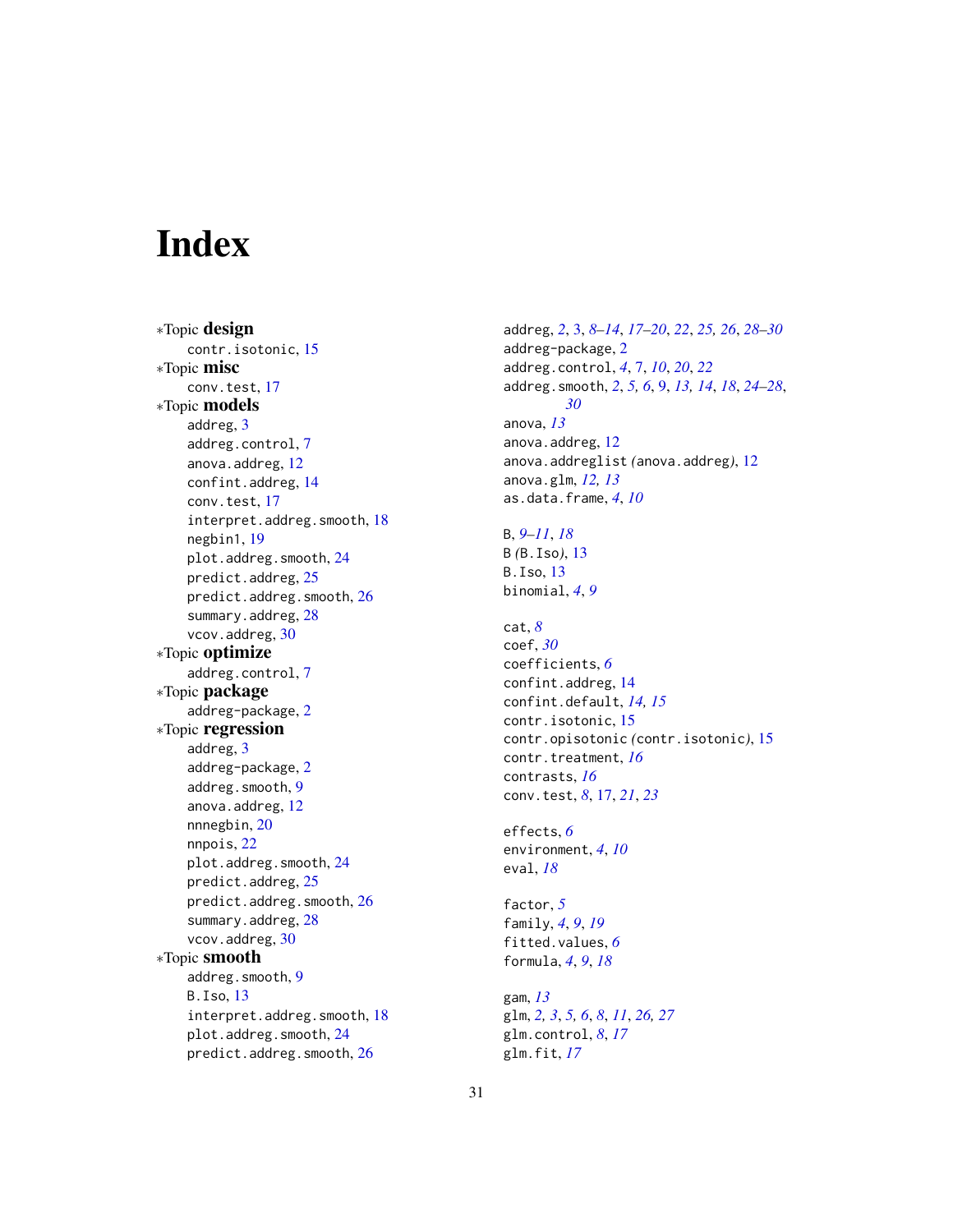# Index

*Topic **design**
- contr.isotonic, 15

*Topic **misc**
- conv.test, 17

*Topic **models**
- addreg, 3
- addreg.control, 7
- anova.addreg, 12
- confint.addreg, 14
- conv.test, 17
- interpret.addreg.smooth, 18
- negbin1, 19
- plot.addreg.smooth, 24
- predict.addreg, 25
- predict.addreg.smooth, 26
- summary.addreg, 28
- vcov.addreg, 30

*Topic **optimize**
- addreg.control, 7

*Topic **package**
- addreg-package, 2

*Topic **regression**
- addreg, 3
- addreg-package, 2
- addreg.smooth, 9
- anova.addreg, 12
- nnnegbin, 20
- nnpois, 22
- plot.addreg.smooth, 24
- predict.addreg, 25
- predict.addreg.smooth, 26
- summary.addreg, 28
- vcov.addreg, 30

*Topic **smooth**
- addreg.smooth, 9
- B.Iso, 13
- interpret.addreg.smooth, 18
- plot.addreg.smooth, 24
- predict.addreg.smooth, 26

addreg, *2*, 3, *8–14*, *17–20*, *22*, *25, 26*, *28–30*
addreg-package, 2
addreg.control, *4*, 7, *10*, *20*, *22*
addreg.smooth, *2*, *5, 6*, 9, *13, 14*, *18*, *24–28*, *30*
anova, *13*
anova.addreg, 12
anova.addreglist *(*anova.addreg*)*, 12
anova.glm, *12, 13*
as.data.frame, *4*, *10*

B, *9–11*, *18*
B *(*B.Iso*)*, 13
B.Iso, 13
binomial, *4*, *9*

cat, *8*
coef, *30*
coefficients, *6*
confint.addreg, 14
confint.default, *14, 15*
contr.isotonic, 15
contr.opisotonic *(*contr.isotonic*)*, 15
contr.treatment, *16*
contrasts, *16*
conv.test, *8*, 17, *21*, *23*

effects, *6*
environment, *4*, *10*
eval, *18*

factor, *5*
family, *4*, *9*, *19*
fitted.values, *6*
formula, *4*, *9*, *18*

gam, *13*
glm, *2, 3*, *5, 6*, *8*, *11*, *26, 27*
glm.control, *8*, *17*
glm.fit, *17*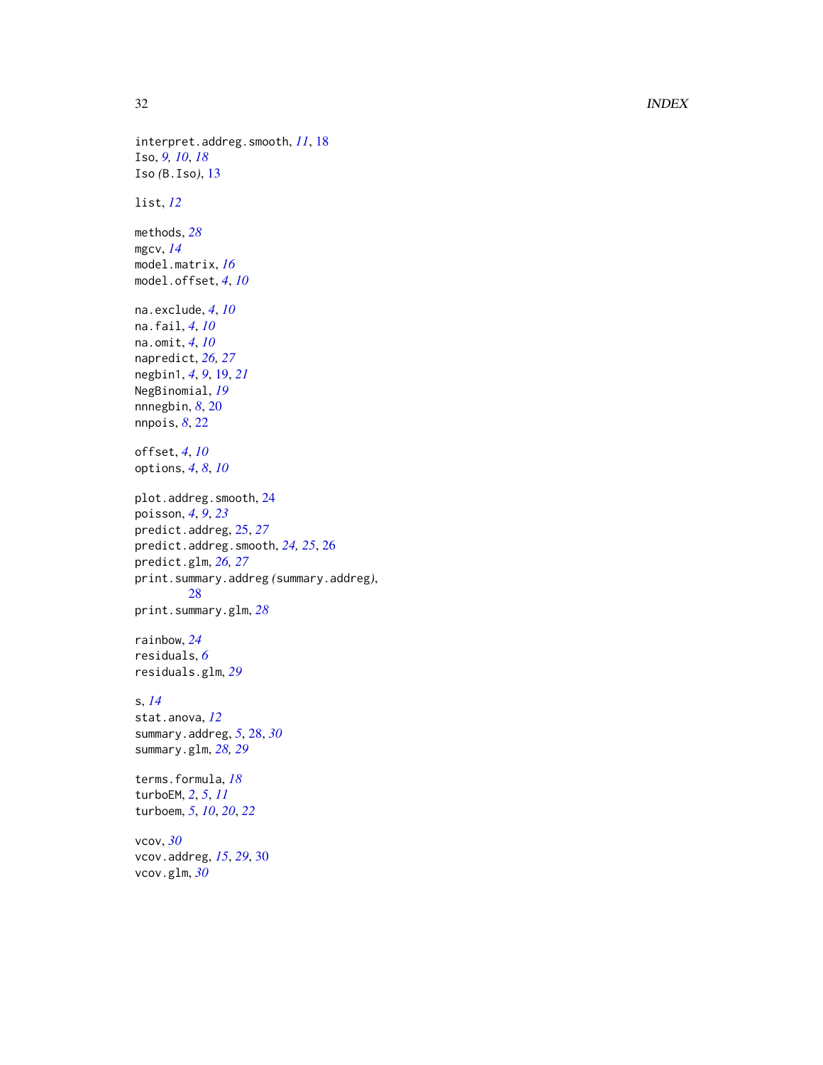interpret.addreg.smooth, *11*, 18
Iso, *9, 10*, *18*
Iso *(*B.Iso*)*, 13

list, *12*

methods, *28*
mgcv, *14*
model.matrix, *16*
model.offset, *4*, *10*

na.exclude, *4*, *10*
na.fail, *4*, *10*
na.omit, *4*, *10*
napredict, *26, 27*
negbin1, *4*, *9*, 19, *21*
NegBinomial, *19*
nnnegbin, *8*, 20
nnpois, *8*, 22

offset, *4*, *10*
options, *4*, *8*, *10*

plot.addreg.smooth, 24
poisson, *4*, *9*, *23*
predict.addreg, 25, *27*
predict.addreg.smooth, *24, 25*, 26
predict.glm, *26, 27*
print.summary.addreg *(*summary.addreg*)*, 28
print.summary.glm, *28*

rainbow, *24*
residuals, *6*
residuals.glm, *29*

s, *14*
stat.anova, *12*
summary.addreg, *5*, 28, *30*
summary.glm, *28, 29*

terms.formula, *18*
turboEM, *2*, *5*, *11*
turboem, *5*, *10*, *20*, *22*

vcov, *30*
vcov.addreg, *15*, *29*, 30
vcov.glm, *30*